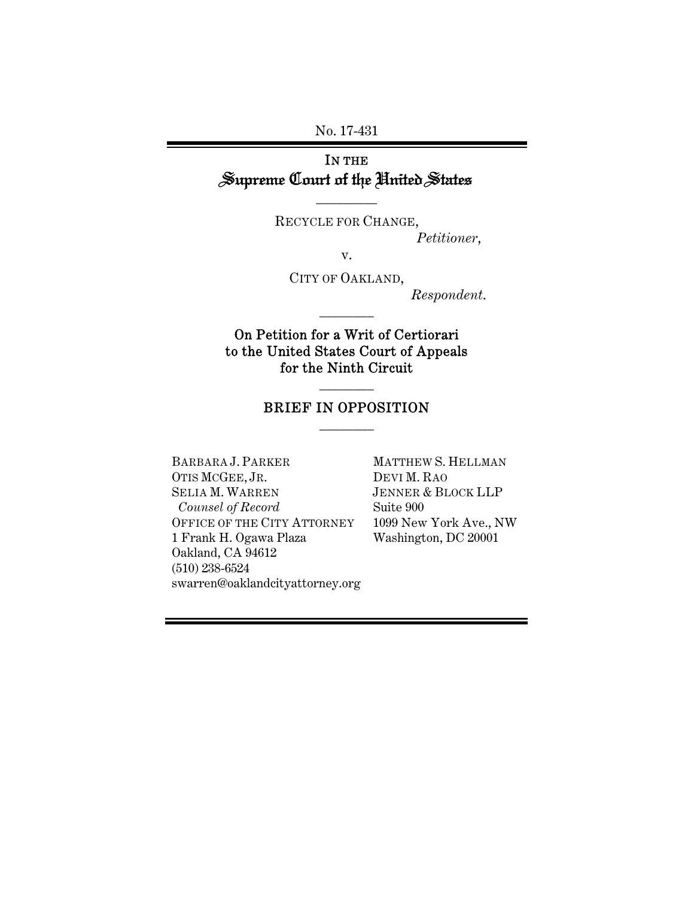No. 17-431

---

IN THE
# Supreme Court of the United States

---

RECYCLE FOR CHANGE,
*Petitioner*,

v.

CITY OF OAKLAND,
*Respondent*.

---

On Petition for a Writ of Certiorari
to the United States Court of Appeals
for the Ninth Circuit

---

## BRIEF IN OPPOSITION

---

BARBARA J. PARKER
OTIS MCGEE, JR.
SELIA M. WARREN
*Counsel of Record*
OFFICE OF THE CITY ATTORNEY
1 Frank H. Ogawa Plaza
Oakland, CA 94612
(510) 238-6524
swarren@oaklandcityattorney.org

MATTHEW S. HELLMAN
DEVI M. RAO
JENNER & BLOCK LLP
Suite 900
1099 New York Ave., NW
Washington, DC 20001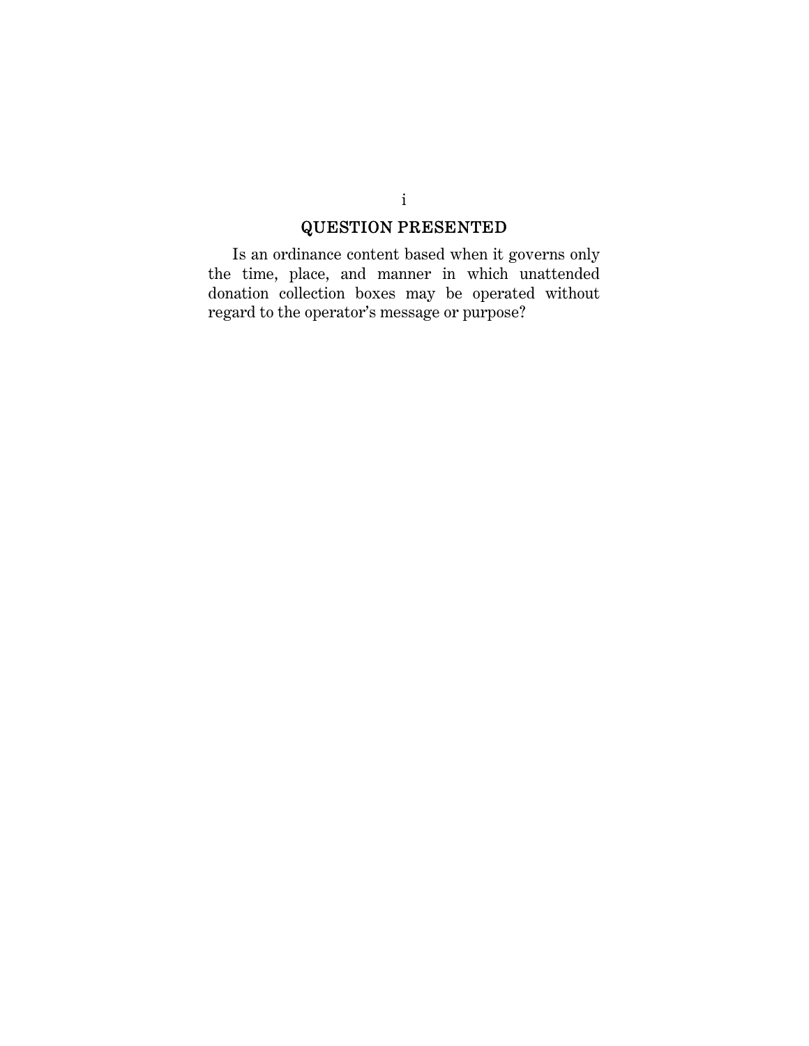## QUESTION PRESENTED

Is an ordinance content based when it governs only the time, place, and manner in which unattended donation collection boxes may be operated without regard to the operator's message or purpose?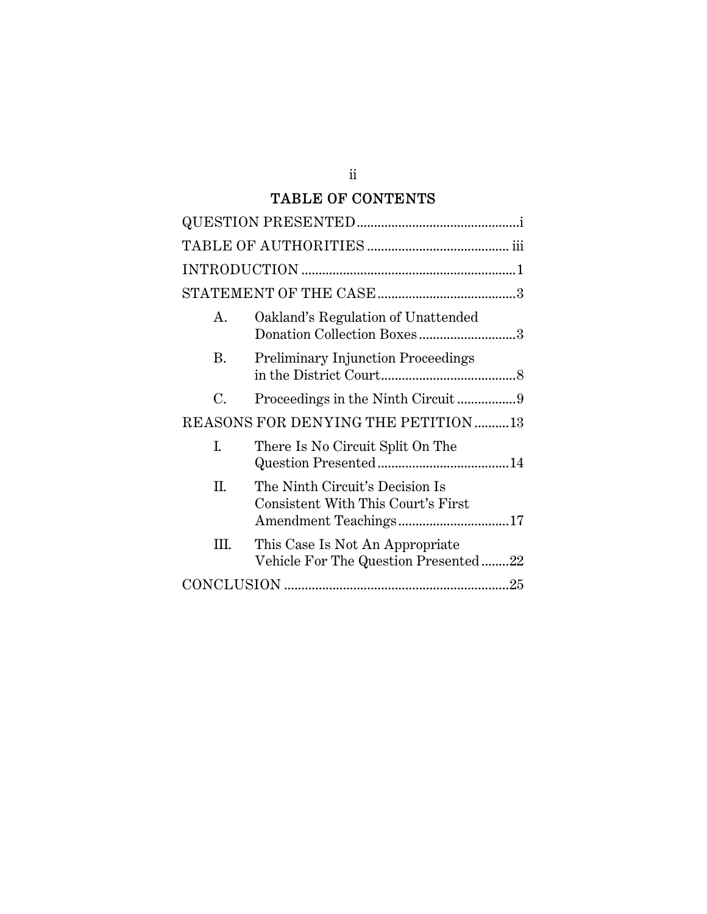## TABLE OF CONTENTS

QUESTION PRESENTED ............................................... i

TABLE OF AUTHORITIES ......................................... iii

INTRODUCTION .............................................................. 1

STATEMENT OF THE CASE ........................................ 3

- A. Oakland's Regulation of Unattended Donation Collection Boxes ............................ 3
- B. Preliminary Injunction Proceedings in the District Court ........................................ 8
- C. Proceedings in the Ninth Circuit ................. 9

REASONS FOR DENYING THE PETITION .......... 13

- I. There Is No Circuit Split On The Question Presented ...................................... 14
- II. The Ninth Circuit's Decision Is Consistent With This Court's First Amendment Teachings ................................ 17
- III. This Case Is Not An Appropriate Vehicle For The Question Presented ........ 22

CONCLUSION ................................................................ 25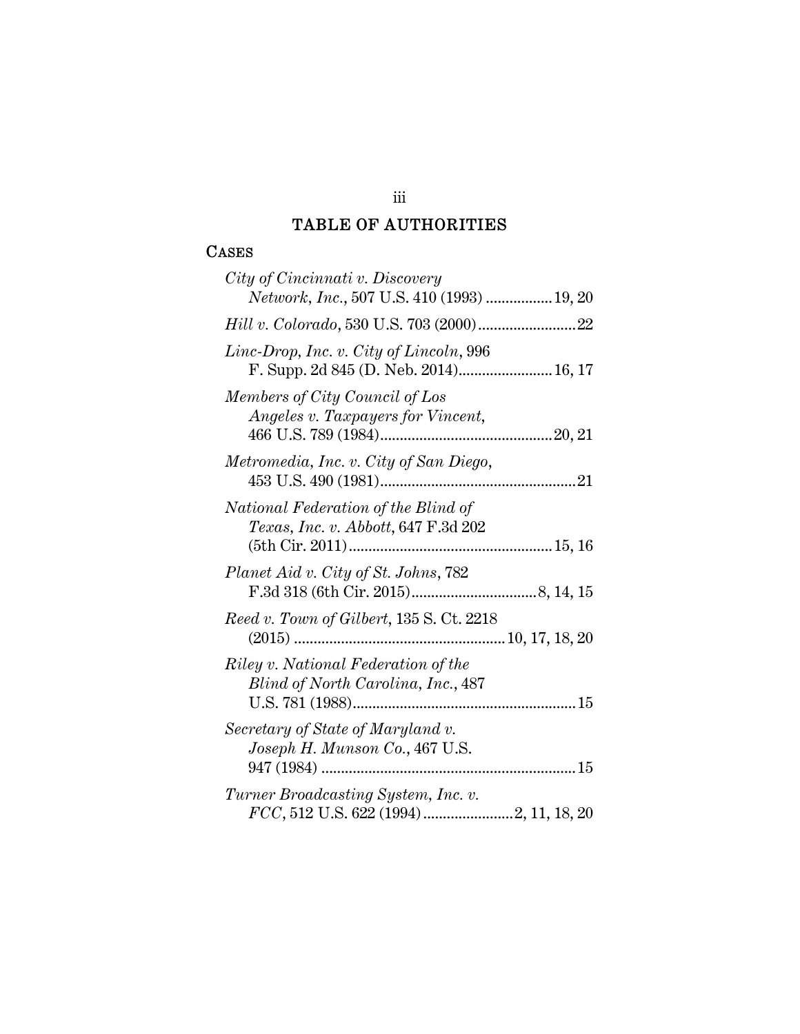# TABLE OF AUTHORITIES

## CASES

*City of Cincinnati v. Discovery Network, Inc.*, 507 U.S. 410 (1993) ................. 19, 20

*Hill v. Colorado*, 530 U.S. 703 (2000) ......................... 22

*Linc-Drop, Inc. v. City of Lincoln*, 996 F. Supp. 2d 845 (D. Neb. 2014) ........................ 16, 17

*Members of City Council of Los Angeles v. Taxpayers for Vincent*, 466 U.S. 789 (1984) ............................................ 20, 21

*Metromedia, Inc. v. City of San Diego*, 453 U.S. 490 (1981) .................................................. 21

*National Federation of the Blind of Texas, Inc. v. Abbott*, 647 F.3d 202 (5th Cir. 2011) .................................................... 15, 16

*Planet Aid v. City of St. Johns*, 782 F.3d 318 (6th Cir. 2015) ................................ 8, 14, 15

*Reed v. Town of Gilbert*, 135 S. Ct. 2218 (2015) ...................................................... 10, 17, 18, 20

*Riley v. National Federation of the Blind of North Carolina, Inc.*, 487 U.S. 781 (1988) ......................................................... 15

*Secretary of State of Maryland v. Joseph H. Munson Co.*, 467 U.S. 947 (1984) ................................................................. 15

*Turner Broadcasting System, Inc. v. FCC*, 512 U.S. 622 (1994) ....................... 2, 11, 18, 20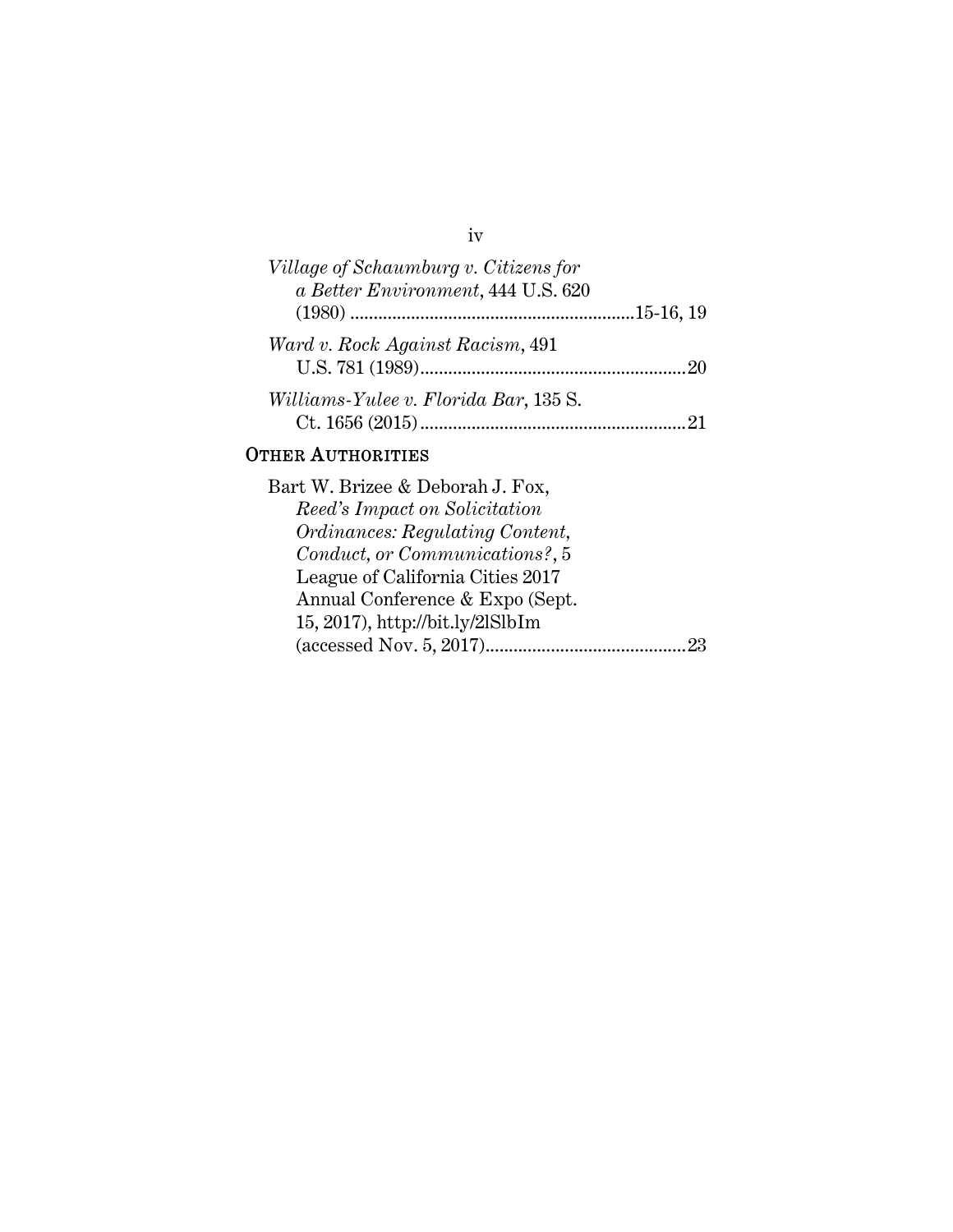*Village of Schaumburg v. Citizens for a Better Environment*, 444 U.S. 620 (1980) ............................................................15-16, 19

*Ward v. Rock Against Racism*, 491 U.S. 781 (1989).........................................................20

*Williams-Yulee v. Florida Bar*, 135 S. Ct. 1656 (2015).........................................................21

## OTHER AUTHORITIES

Bart W. Brizee & Deborah J. Fox, *Reed's Impact on Solicitation Ordinances: Regulating Content, Conduct, or Communications?*, 5 League of California Cities 2017 Annual Conference & Expo (Sept. 15, 2017), http://bit.ly/2lSlbIm (accessed Nov. 5, 2017)...........................................23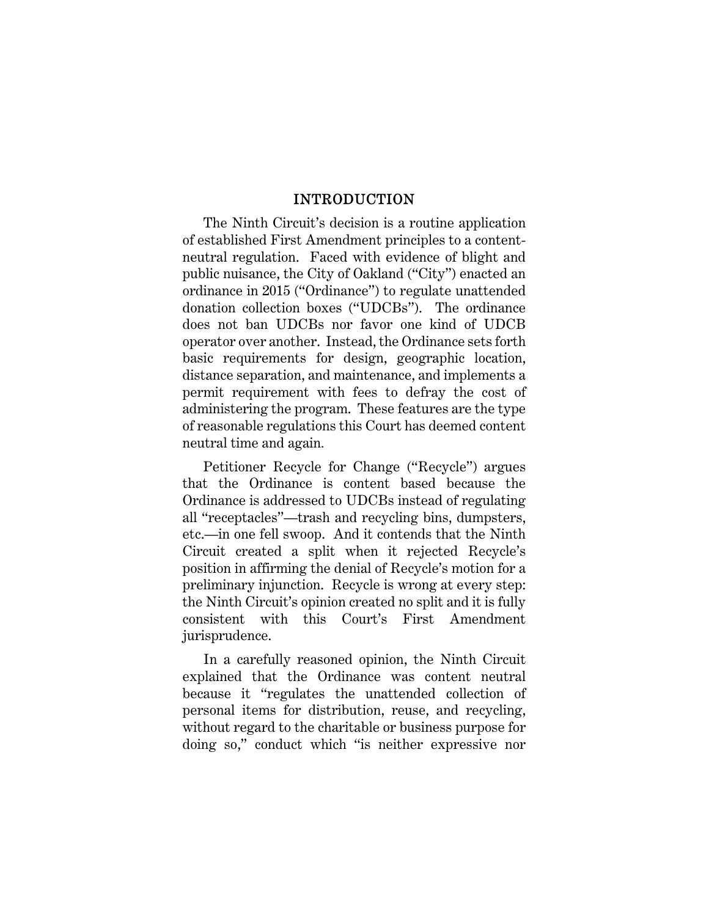## INTRODUCTION

The Ninth Circuit's decision is a routine application of established First Amendment principles to a content-neutral regulation. Faced with evidence of blight and public nuisance, the City of Oakland ("City") enacted an ordinance in 2015 ("Ordinance") to regulate unattended donation collection boxes ("UDCBs"). The ordinance does not ban UDCBs nor favor one kind of UDCB operator over another. Instead, the Ordinance sets forth basic requirements for design, geographic location, distance separation, and maintenance, and implements a permit requirement with fees to defray the cost of administering the program. These features are the type of reasonable regulations this Court has deemed content neutral time and again.

Petitioner Recycle for Change ("Recycle") argues that the Ordinance is content based because the Ordinance is addressed to UDCBs instead of regulating all "receptacles"—trash and recycling bins, dumpsters, etc.—in one fell swoop. And it contends that the Ninth Circuit created a split when it rejected Recycle's position in affirming the denial of Recycle's motion for a preliminary injunction. Recycle is wrong at every step: the Ninth Circuit's opinion created no split and it is fully consistent with this Court's First Amendment jurisprudence.

In a carefully reasoned opinion, the Ninth Circuit explained that the Ordinance was content neutral because it "regulates the unattended collection of personal items for distribution, reuse, and recycling, without regard to the charitable or business purpose for doing so," conduct which "is neither expressive nor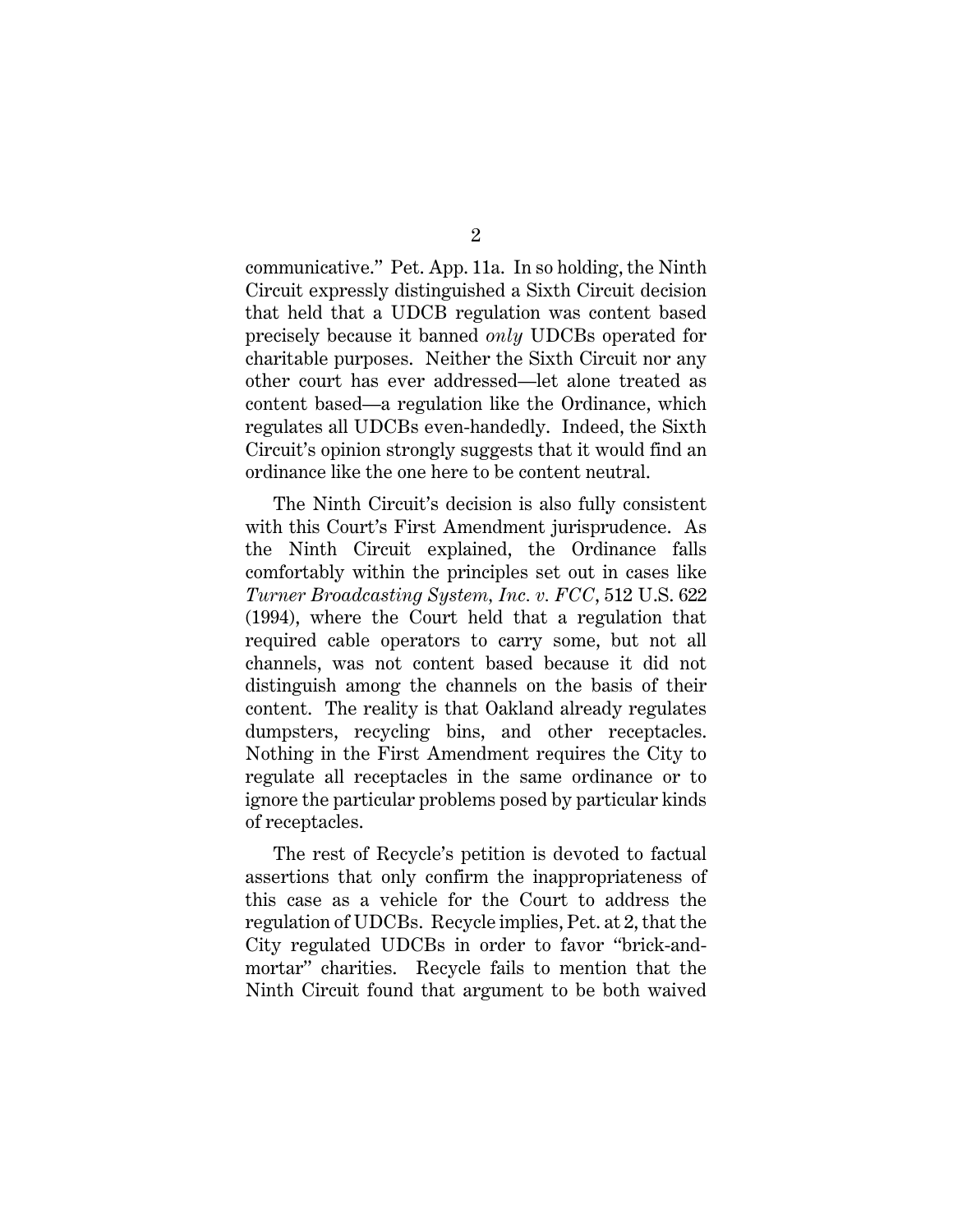communicative." Pet. App. 11a. In so holding, the Ninth Circuit expressly distinguished a Sixth Circuit decision that held that a UDCB regulation was content based precisely because it banned *only* UDCBs operated for charitable purposes. Neither the Sixth Circuit nor any other court has ever addressed—let alone treated as content based—a regulation like the Ordinance, which regulates all UDCBs even-handedly. Indeed, the Sixth Circuit's opinion strongly suggests that it would find an ordinance like the one here to be content neutral.

The Ninth Circuit's decision is also fully consistent with this Court's First Amendment jurisprudence. As the Ninth Circuit explained, the Ordinance falls comfortably within the principles set out in cases like *Turner Broadcasting System, Inc. v. FCC*, 512 U.S. 622 (1994), where the Court held that a regulation that required cable operators to carry some, but not all channels, was not content based because it did not distinguish among the channels on the basis of their content. The reality is that Oakland already regulates dumpsters, recycling bins, and other receptacles. Nothing in the First Amendment requires the City to regulate all receptacles in the same ordinance or to ignore the particular problems posed by particular kinds of receptacles.

The rest of Recycle's petition is devoted to factual assertions that only confirm the inappropriateness of this case as a vehicle for the Court to address the regulation of UDCBs. Recycle implies, Pet. at 2, that the City regulated UDCBs in order to favor "brick-and-mortar" charities. Recycle fails to mention that the Ninth Circuit found that argument to be both waived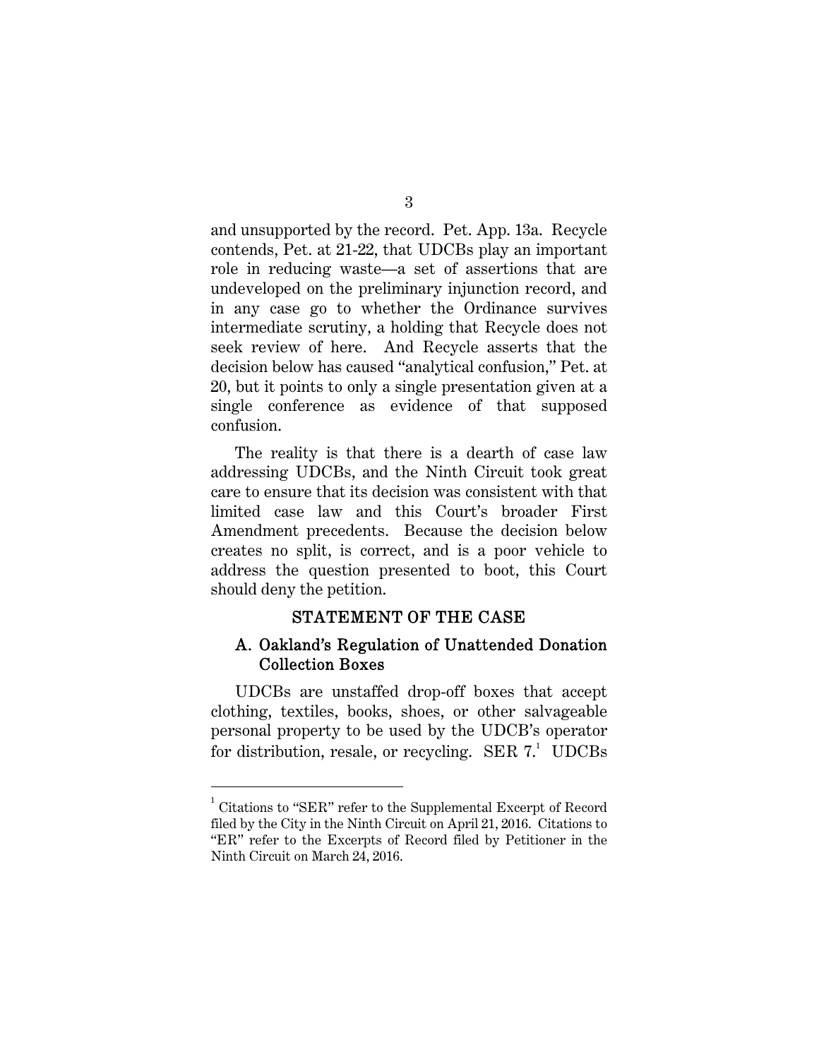and unsupported by the record. Pet. App. 13a. Recycle contends, Pet. at 21-22, that UDCBs play an important role in reducing waste—a set of assertions that are undeveloped on the preliminary injunction record, and in any case go to whether the Ordinance survives intermediate scrutiny, a holding that Recycle does not seek review of here. And Recycle asserts that the decision below has caused "analytical confusion," Pet. at 20, but it points to only a single presentation given at a single conference as evidence of that supposed confusion.

The reality is that there is a dearth of case law addressing UDCBs, and the Ninth Circuit took great care to ensure that its decision was consistent with that limited case law and this Court's broader First Amendment precedents. Because the decision below creates no split, is correct, and is a poor vehicle to address the question presented to boot, this Court should deny the petition.

## STATEMENT OF THE CASE

### A. Oakland's Regulation of Unattended Donation Collection Boxes

UDCBs are unstaffed drop-off boxes that accept clothing, textiles, books, shoes, or other salvageable personal property to be used by the UDCB's operator for distribution, resale, or recycling. SER 7.[1] UDCBs

[1] Citations to "SER" refer to the Supplemental Excerpt of Record filed by the City in the Ninth Circuit on April 21, 2016. Citations to "ER" refer to the Excerpts of Record filed by Petitioner in the Ninth Circuit on March 24, 2016.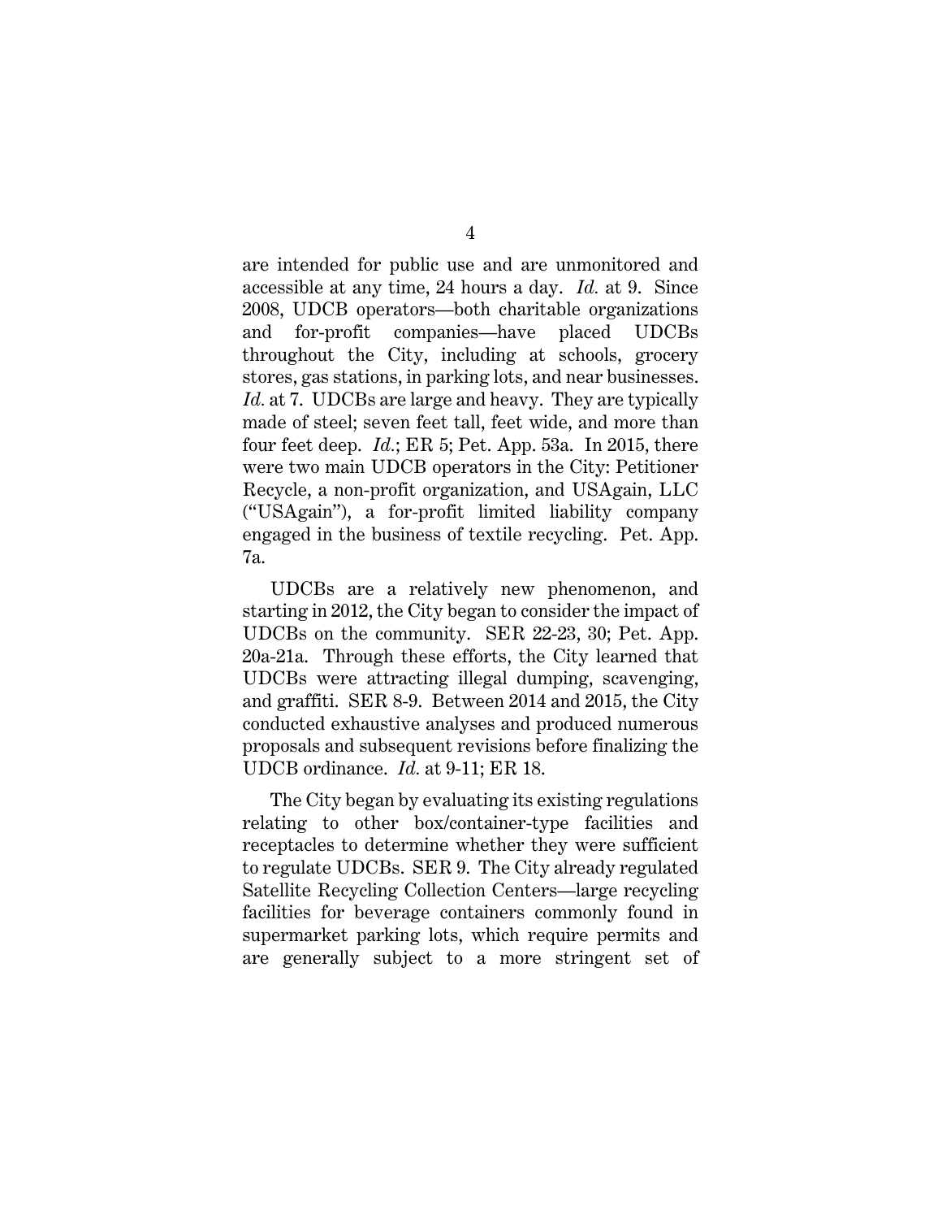are intended for public use and are unmonitored and accessible at any time, 24 hours a day. *Id.* at 9. Since 2008, UDCB operators—both charitable organizations and for-profit companies—have placed UDCBs throughout the City, including at schools, grocery stores, gas stations, in parking lots, and near businesses. *Id.* at 7. UDCBs are large and heavy. They are typically made of steel; seven feet tall, feet wide, and more than four feet deep. *Id.*; ER 5; Pet. App. 53a. In 2015, there were two main UDCB operators in the City: Petitioner Recycle, a non-profit organization, and USAgain, LLC ("USAgain"), a for-profit limited liability company engaged in the business of textile recycling. Pet. App. 7a.

UDCBs are a relatively new phenomenon, and starting in 2012, the City began to consider the impact of UDCBs on the community. SER 22-23, 30; Pet. App. 20a-21a. Through these efforts, the City learned that UDCBs were attracting illegal dumping, scavenging, and graffiti. SER 8-9. Between 2014 and 2015, the City conducted exhaustive analyses and produced numerous proposals and subsequent revisions before finalizing the UDCB ordinance. *Id.* at 9-11; ER 18.

The City began by evaluating its existing regulations relating to other box/container-type facilities and receptacles to determine whether they were sufficient to regulate UDCBs. SER 9. The City already regulated Satellite Recycling Collection Centers—large recycling facilities for beverage containers commonly found in supermarket parking lots, which require permits and are generally subject to a more stringent set of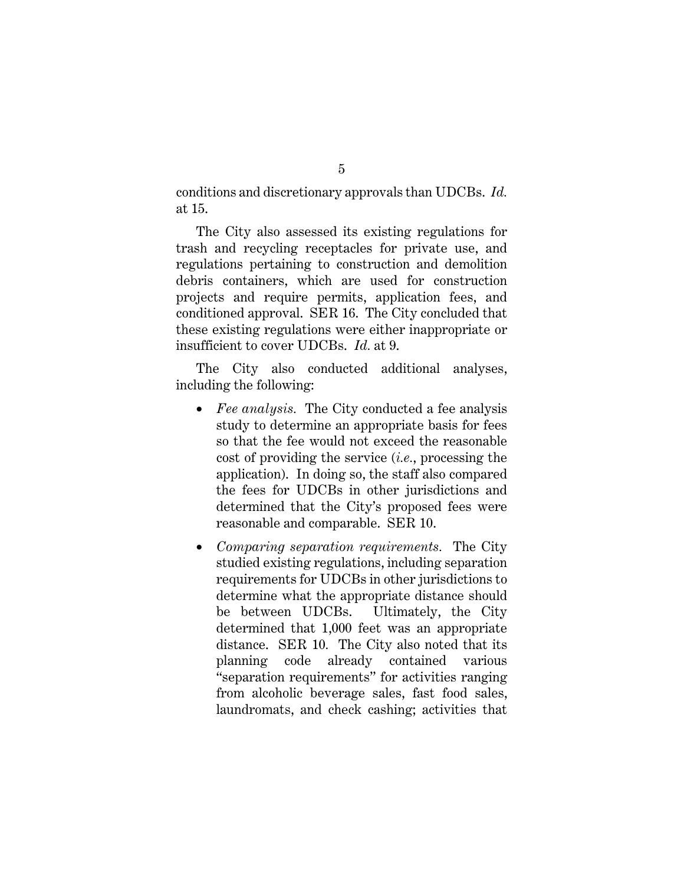conditions and discretionary approvals than UDCBs. *Id.* at 15.

The City also assessed its existing regulations for trash and recycling receptacles for private use, and regulations pertaining to construction and demolition debris containers, which are used for construction projects and require permits, application fees, and conditioned approval. SER 16. The City concluded that these existing regulations were either inappropriate or insufficient to cover UDCBs. *Id.* at 9.

The City also conducted additional analyses, including the following:

- *Fee analysis.* The City conducted a fee analysis study to determine an appropriate basis for fees so that the fee would not exceed the reasonable cost of providing the service (*i.e.*, processing the application). In doing so, the staff also compared the fees for UDCBs in other jurisdictions and determined that the City's proposed fees were reasonable and comparable. SER 10.

- *Comparing separation requirements.* The City studied existing regulations, including separation requirements for UDCBs in other jurisdictions to determine what the appropriate distance should be between UDCBs. Ultimately, the City determined that 1,000 feet was an appropriate distance. SER 10. The City also noted that its planning code already contained various "separation requirements" for activities ranging from alcoholic beverage sales, fast food sales, laundromats, and check cashing; activities that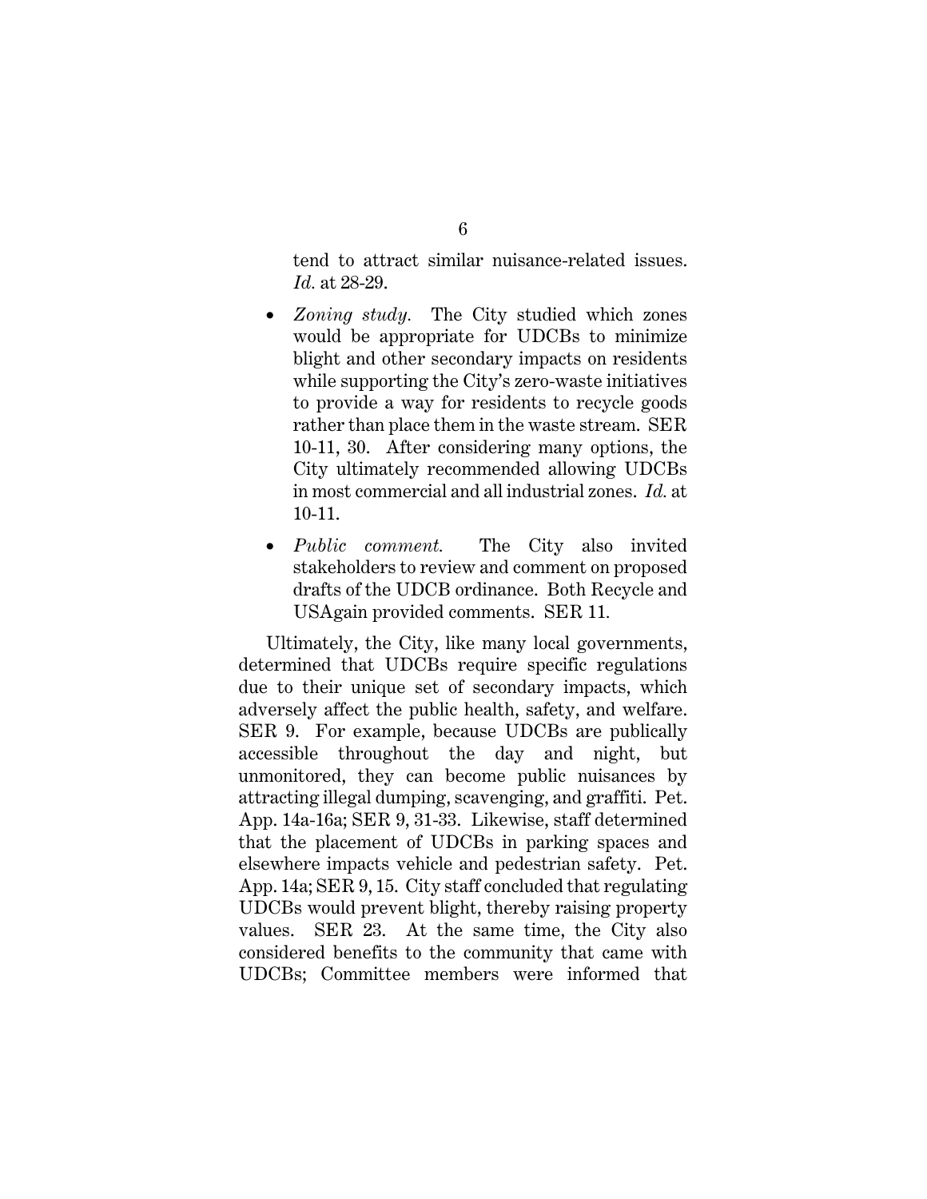tend to attract similar nuisance-related issues. *Id.* at 28-29.

- *Zoning study.* The City studied which zones would be appropriate for UDCBs to minimize blight and other secondary impacts on residents while supporting the City's zero-waste initiatives to provide a way for residents to recycle goods rather than place them in the waste stream. SER 10-11, 30. After considering many options, the City ultimately recommended allowing UDCBs in most commercial and all industrial zones. *Id.* at 10-11.

- *Public comment.* The City also invited stakeholders to review and comment on proposed drafts of the UDCB ordinance. Both Recycle and USAgain provided comments. SER 11.

Ultimately, the City, like many local governments, determined that UDCBs require specific regulations due to their unique set of secondary impacts, which adversely affect the public health, safety, and welfare. SER 9. For example, because UDCBs are publically accessible throughout the day and night, but unmonitored, they can become public nuisances by attracting illegal dumping, scavenging, and graffiti. Pet. App. 14a-16a; SER 9, 31-33. Likewise, staff determined that the placement of UDCBs in parking spaces and elsewhere impacts vehicle and pedestrian safety. Pet. App. 14a; SER 9, 15. City staff concluded that regulating UDCBs would prevent blight, thereby raising property values. SER 23. At the same time, the City also considered benefits to the community that came with UDCBs; Committee members were informed that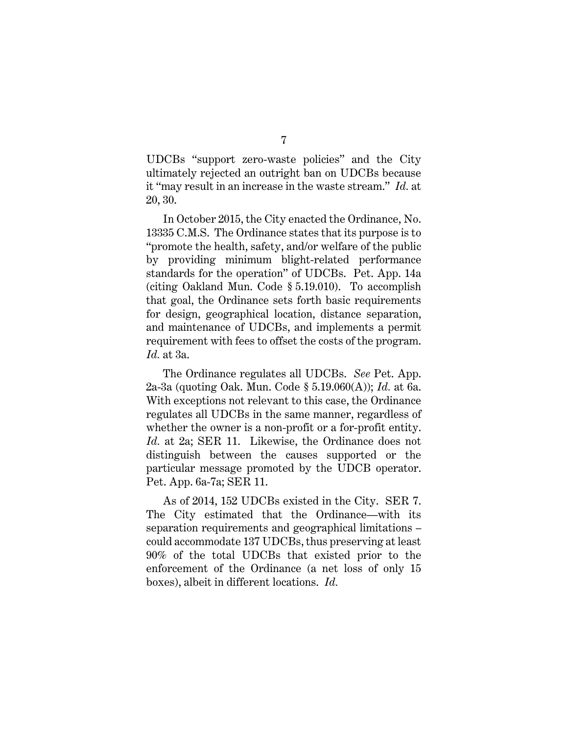UDCBs "support zero-waste policies" and the City ultimately rejected an outright ban on UDCBs because it "may result in an increase in the waste stream." *Id.* at 20, 30.

In October 2015, the City enacted the Ordinance, No. 13335 C.M.S. The Ordinance states that its purpose is to "promote the health, safety, and/or welfare of the public by providing minimum blight-related performance standards for the operation" of UDCBs. Pet. App. 14a (citing Oakland Mun. Code § 5.19.010). To accomplish that goal, the Ordinance sets forth basic requirements for design, geographical location, distance separation, and maintenance of UDCBs, and implements a permit requirement with fees to offset the costs of the program. *Id.* at 3a.

The Ordinance regulates all UDCBs. *See* Pet. App. 2a-3a (quoting Oak. Mun. Code § 5.19.060(A)); *Id.* at 6a. With exceptions not relevant to this case, the Ordinance regulates all UDCBs in the same manner, regardless of whether the owner is a non-profit or a for-profit entity. *Id.* at 2a; SER 11. Likewise, the Ordinance does not distinguish between the causes supported or the particular message promoted by the UDCB operator. Pet. App. 6a-7a; SER 11.

As of 2014, 152 UDCBs existed in the City. SER 7. The City estimated that the Ordinance—with its separation requirements and geographical limitations – could accommodate 137 UDCBs, thus preserving at least 90% of the total UDCBs that existed prior to the enforcement of the Ordinance (a net loss of only 15 boxes), albeit in different locations. *Id.*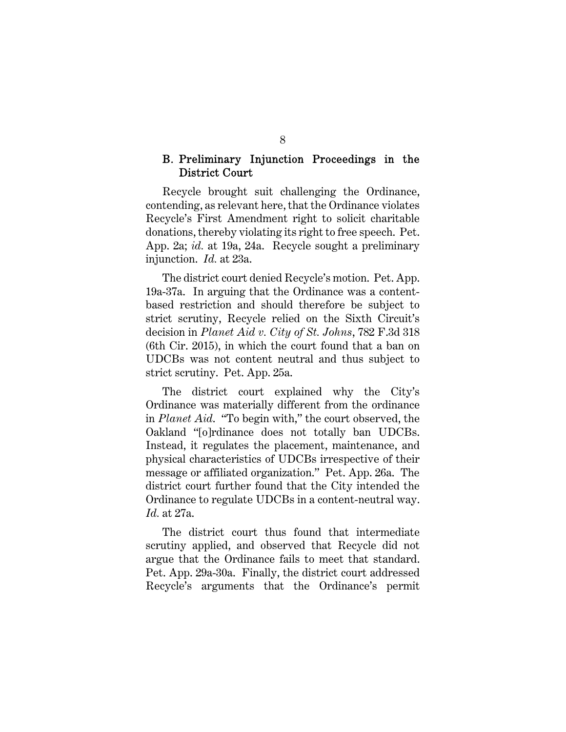### B. Preliminary Injunction Proceedings in the District Court

Recycle brought suit challenging the Ordinance, contending, as relevant here, that the Ordinance violates Recycle's First Amendment right to solicit charitable donations, thereby violating its right to free speech. Pet. App. 2a; *id.* at 19a, 24a. Recycle sought a preliminary injunction. *Id.* at 23a.

The district court denied Recycle's motion. Pet. App. 19a-37a. In arguing that the Ordinance was a content-based restriction and should therefore be subject to strict scrutiny, Recycle relied on the Sixth Circuit's decision in *Planet Aid v. City of St. Johns*, 782 F.3d 318 (6th Cir. 2015), in which the court found that a ban on UDCBs was not content neutral and thus subject to strict scrutiny. Pet. App. 25a.

The district court explained why the City's Ordinance was materially different from the ordinance in *Planet Aid*. "To begin with," the court observed, the Oakland "[o]rdinance does not totally ban UDCBs. Instead, it regulates the placement, maintenance, and physical characteristics of UDCBs irrespective of their message or affiliated organization." Pet. App. 26a. The district court further found that the City intended the Ordinance to regulate UDCBs in a content-neutral way. *Id.* at 27a.

The district court thus found that intermediate scrutiny applied, and observed that Recycle did not argue that the Ordinance fails to meet that standard. Pet. App. 29a-30a. Finally, the district court addressed Recycle's arguments that the Ordinance's permit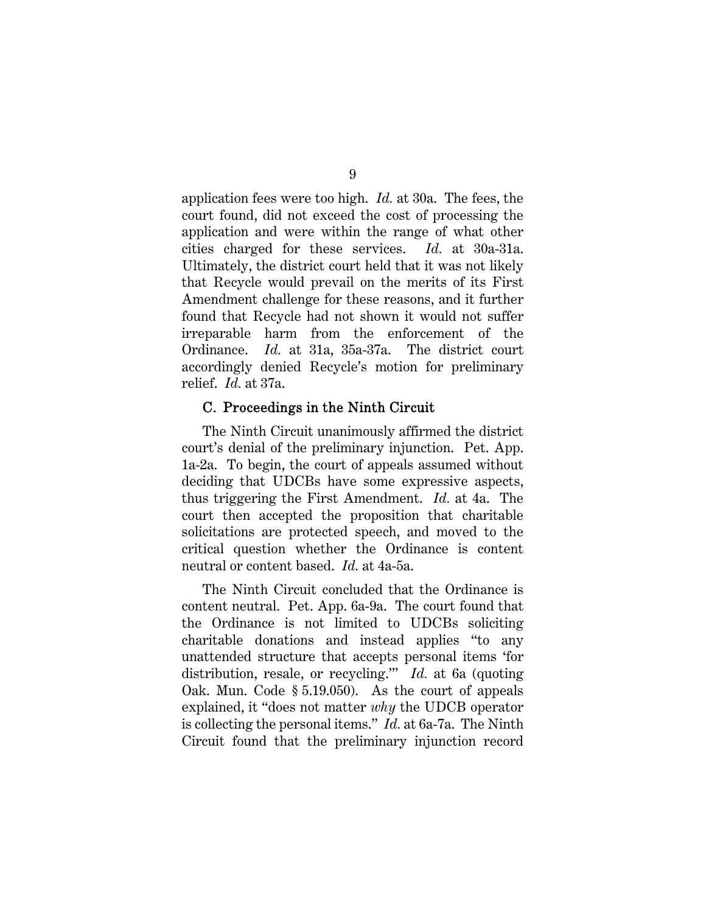application fees were too high. *Id.* at 30a. The fees, the court found, did not exceed the cost of processing the application and were within the range of what other cities charged for these services. *Id.* at 30a-31a. Ultimately, the district court held that it was not likely that Recycle would prevail on the merits of its First Amendment challenge for these reasons, and it further found that Recycle had not shown it would not suffer irreparable harm from the enforcement of the Ordinance. *Id.* at 31a, 35a-37a. The district court accordingly denied Recycle's motion for preliminary relief. *Id.* at 37a.

### C. Proceedings in the Ninth Circuit

The Ninth Circuit unanimously affirmed the district court's denial of the preliminary injunction. Pet. App. 1a-2a. To begin, the court of appeals assumed without deciding that UDCBs have some expressive aspects, thus triggering the First Amendment. *Id.* at 4a. The court then accepted the proposition that charitable solicitations are protected speech, and moved to the critical question whether the Ordinance is content neutral or content based. *Id.* at 4a-5a.

The Ninth Circuit concluded that the Ordinance is content neutral. Pet. App. 6a-9a. The court found that the Ordinance is not limited to UDCBs soliciting charitable donations and instead applies "to any unattended structure that accepts personal items 'for distribution, resale, or recycling.'" *Id.* at 6a (quoting Oak. Mun. Code § 5.19.050). As the court of appeals explained, it "does not matter *why* the UDCB operator is collecting the personal items." *Id.* at 6a-7a. The Ninth Circuit found that the preliminary injunction record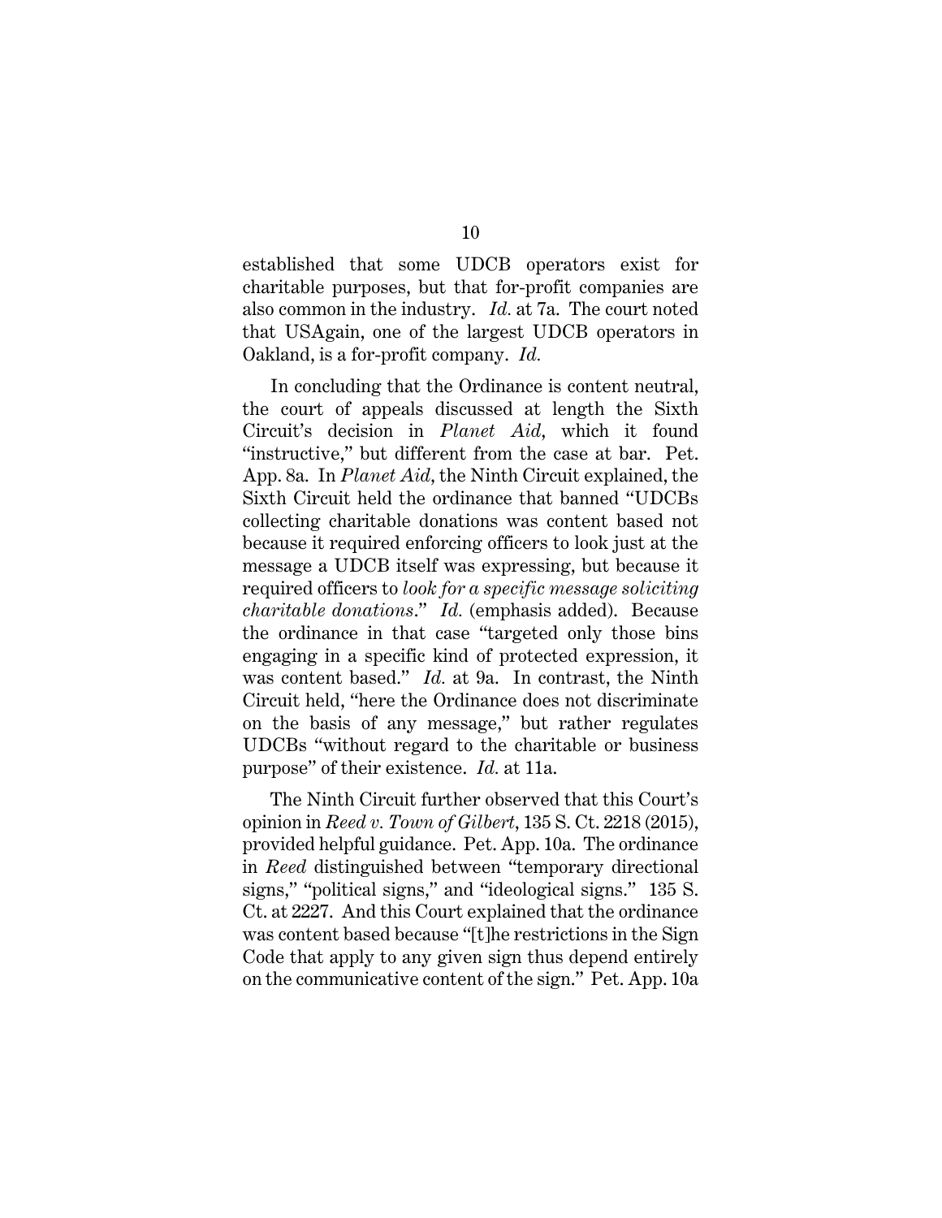established that some UDCB operators exist for charitable purposes, but that for-profit companies are also common in the industry. *Id.* at 7a. The court noted that USAgain, one of the largest UDCB operators in Oakland, is a for-profit company. *Id.*

In concluding that the Ordinance is content neutral, the court of appeals discussed at length the Sixth Circuit's decision in *Planet Aid*, which it found "instructive," but different from the case at bar. Pet. App. 8a. In *Planet Aid*, the Ninth Circuit explained, the Sixth Circuit held the ordinance that banned "UDCBs collecting charitable donations was content based not because it required enforcing officers to look just at the message a UDCB itself was expressing, but because it required officers to *look for a specific message soliciting charitable donations*." *Id.* (emphasis added). Because the ordinance in that case "targeted only those bins engaging in a specific kind of protected expression, it was content based." *Id.* at 9a. In contrast, the Ninth Circuit held, "here the Ordinance does not discriminate on the basis of any message," but rather regulates UDCBs "without regard to the charitable or business purpose" of their existence. *Id.* at 11a.

The Ninth Circuit further observed that this Court's opinion in *Reed v. Town of Gilbert*, 135 S. Ct. 2218 (2015), provided helpful guidance. Pet. App. 10a. The ordinance in *Reed* distinguished between "temporary directional signs," "political signs," and "ideological signs." 135 S. Ct. at 2227. And this Court explained that the ordinance was content based because "[t]he restrictions in the Sign Code that apply to any given sign thus depend entirely on the communicative content of the sign." Pet. App. 10a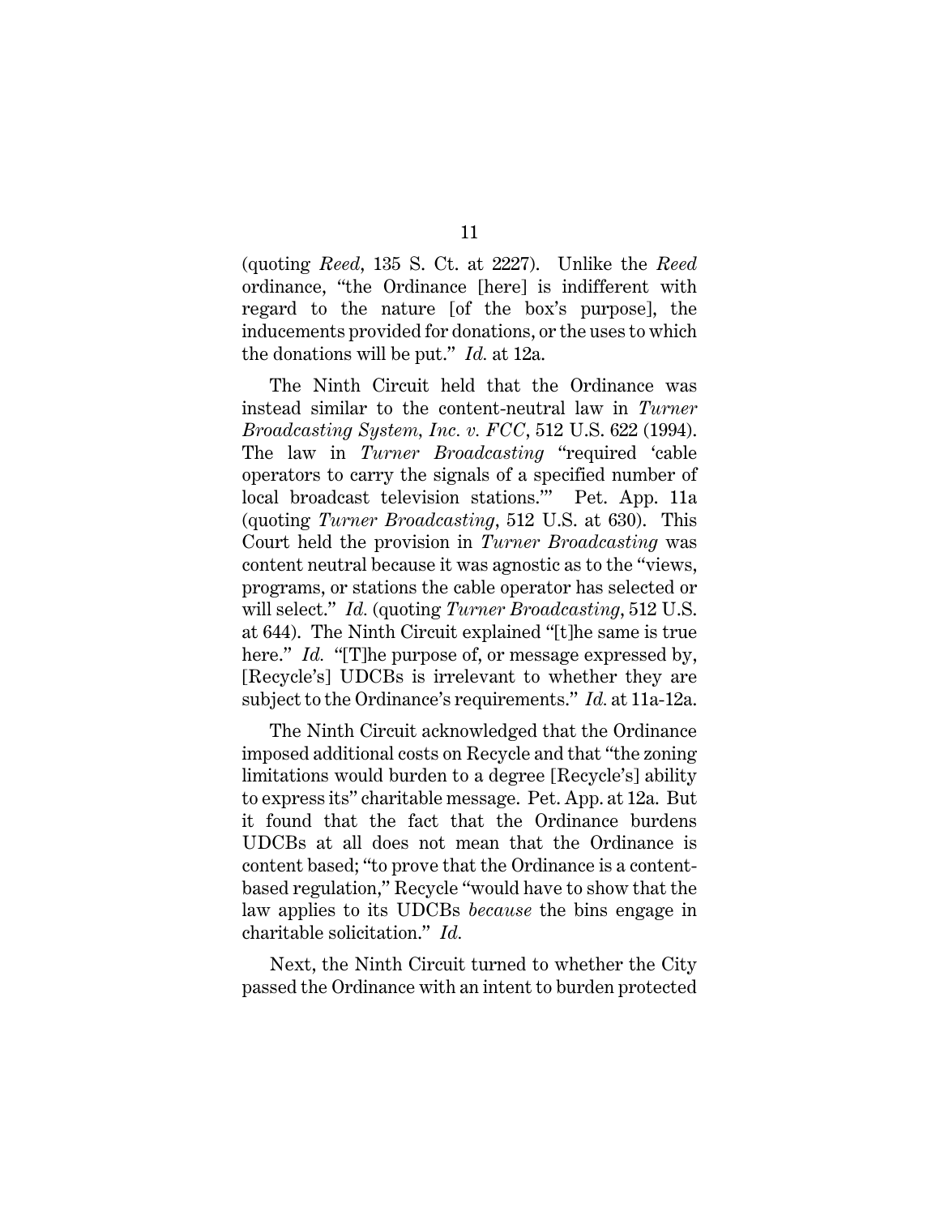(quoting *Reed*, 135 S. Ct. at 2227). Unlike the *Reed* ordinance, "the Ordinance [here] is indifferent with regard to the nature [of the box's purpose], the inducements provided for donations, or the uses to which the donations will be put." *Id.* at 12a.

The Ninth Circuit held that the Ordinance was instead similar to the content-neutral law in *Turner Broadcasting System, Inc. v. FCC*, 512 U.S. 622 (1994). The law in *Turner Broadcasting* "required 'cable operators to carry the signals of a specified number of local broadcast television stations.'" Pet. App. 11a (quoting *Turner Broadcasting*, 512 U.S. at 630). This Court held the provision in *Turner Broadcasting* was content neutral because it was agnostic as to the "views, programs, or stations the cable operator has selected or will select." *Id.* (quoting *Turner Broadcasting*, 512 U.S. at 644). The Ninth Circuit explained "[t]he same is true here." *Id.* "[T]he purpose of, or message expressed by, [Recycle's] UDCBs is irrelevant to whether they are subject to the Ordinance's requirements." *Id.* at 11a-12a.

The Ninth Circuit acknowledged that the Ordinance imposed additional costs on Recycle and that "the zoning limitations would burden to a degree [Recycle's] ability to express its" charitable message. Pet. App. at 12a. But it found that the fact that the Ordinance burdens UDCBs at all does not mean that the Ordinance is content based; "to prove that the Ordinance is a content-based regulation," Recycle "would have to show that the law applies to its UDCBs *because* the bins engage in charitable solicitation." *Id.*

Next, the Ninth Circuit turned to whether the City passed the Ordinance with an intent to burden protected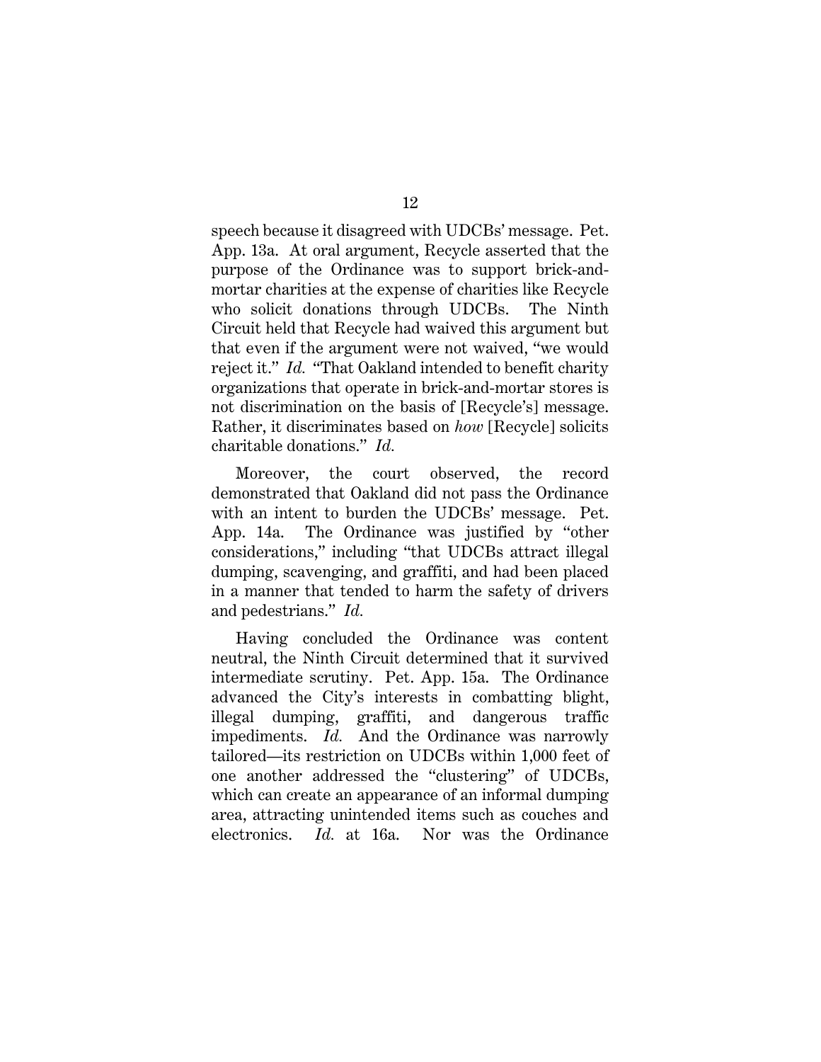speech because it disagreed with UDCBs' message. Pet. App. 13a. At oral argument, Recycle asserted that the purpose of the Ordinance was to support brick-and-mortar charities at the expense of charities like Recycle who solicit donations through UDCBs. The Ninth Circuit held that Recycle had waived this argument but that even if the argument were not waived, "we would reject it." *Id.* "That Oakland intended to benefit charity organizations that operate in brick-and-mortar stores is not discrimination on the basis of [Recycle's] message. Rather, it discriminates based on *how* [Recycle] solicits charitable donations." *Id.*

Moreover, the court observed, the record demonstrated that Oakland did not pass the Ordinance with an intent to burden the UDCBs' message. Pet. App. 14a. The Ordinance was justified by "other considerations," including "that UDCBs attract illegal dumping, scavenging, and graffiti, and had been placed in a manner that tended to harm the safety of drivers and pedestrians." *Id.*

Having concluded the Ordinance was content neutral, the Ninth Circuit determined that it survived intermediate scrutiny. Pet. App. 15a. The Ordinance advanced the City's interests in combatting blight, illegal dumping, graffiti, and dangerous traffic impediments. *Id.* And the Ordinance was narrowly tailored—its restriction on UDCBs within 1,000 feet of one another addressed the "clustering" of UDCBs, which can create an appearance of an informal dumping area, attracting unintended items such as couches and electronics. *Id.* at 16a. Nor was the Ordinance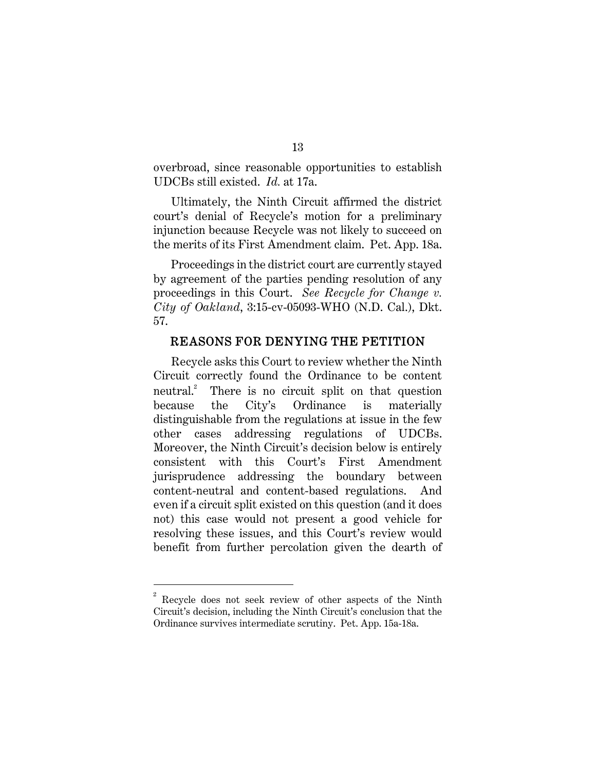overbroad, since reasonable opportunities to establish UDCBs still existed. *Id.* at 17a.

Ultimately, the Ninth Circuit affirmed the district court's denial of Recycle's motion for a preliminary injunction because Recycle was not likely to succeed on the merits of its First Amendment claim. Pet. App. 18a.

Proceedings in the district court are currently stayed by agreement of the parties pending resolution of any proceedings in this Court. *See Recycle for Change v. City of Oakland*, 3:15-cv-05093-WHO (N.D. Cal.), Dkt. 57.

## REASONS FOR DENYING THE PETITION

Recycle asks this Court to review whether the Ninth Circuit correctly found the Ordinance to be content neutral.[2] There is no circuit split on that question because the City's Ordinance is materially distinguishable from the regulations at issue in the few other cases addressing regulations of UDCBs. Moreover, the Ninth Circuit's decision below is entirely consistent with this Court's First Amendment jurisprudence addressing the boundary between content-neutral and content-based regulations. And even if a circuit split existed on this question (and it does not) this case would not present a good vehicle for resolving these issues, and this Court's review would benefit from further percolation given the dearth of

---

[2] Recycle does not seek review of other aspects of the Ninth Circuit's decision, including the Ninth Circuit's conclusion that the Ordinance survives intermediate scrutiny. Pet. App. 15a-18a.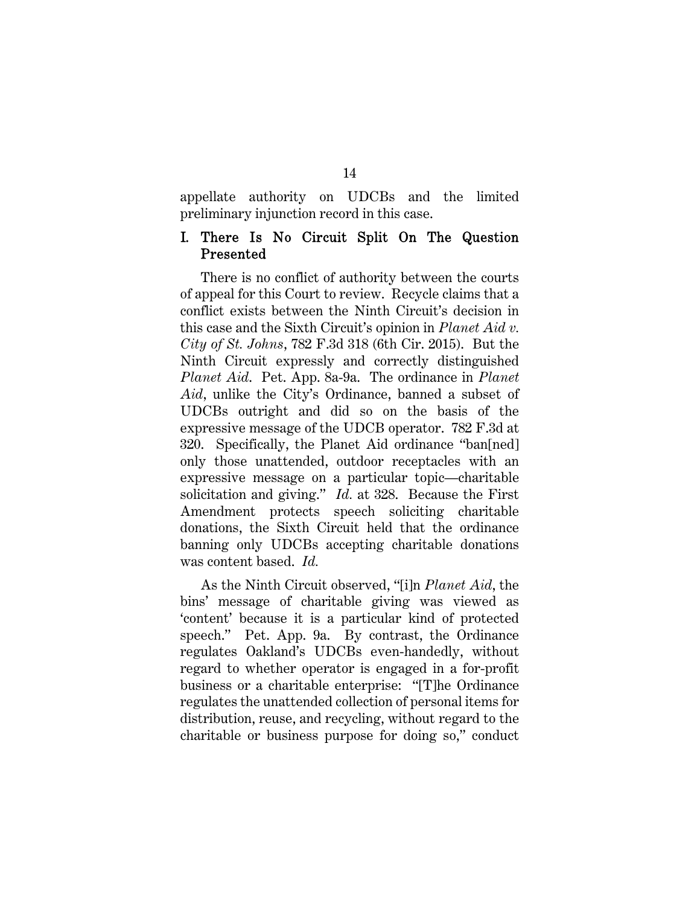appellate authority on UDCBs and the limited preliminary injunction record in this case.

## I. There Is No Circuit Split On The Question Presented

There is no conflict of authority between the courts of appeal for this Court to review. Recycle claims that a conflict exists between the Ninth Circuit's decision in this case and the Sixth Circuit's opinion in *Planet Aid v. City of St. Johns*, 782 F.3d 318 (6th Cir. 2015). But the Ninth Circuit expressly and correctly distinguished *Planet Aid*. Pet. App. 8a-9a. The ordinance in *Planet Aid*, unlike the City's Ordinance, banned a subset of UDCBs outright and did so on the basis of the expressive message of the UDCB operator. 782 F.3d at 320. Specifically, the Planet Aid ordinance "ban[ned] only those unattended, outdoor receptacles with an expressive message on a particular topic—charitable solicitation and giving." *Id.* at 328. Because the First Amendment protects speech soliciting charitable donations, the Sixth Circuit held that the ordinance banning only UDCBs accepting charitable donations was content based. *Id.*

As the Ninth Circuit observed, "[i]n *Planet Aid*, the bins' message of charitable giving was viewed as 'content' because it is a particular kind of protected speech." Pet. App. 9a. By contrast, the Ordinance regulates Oakland's UDCBs even-handedly, without regard to whether operator is engaged in a for-profit business or a charitable enterprise: "[T]he Ordinance regulates the unattended collection of personal items for distribution, reuse, and recycling, without regard to the charitable or business purpose for doing so," conduct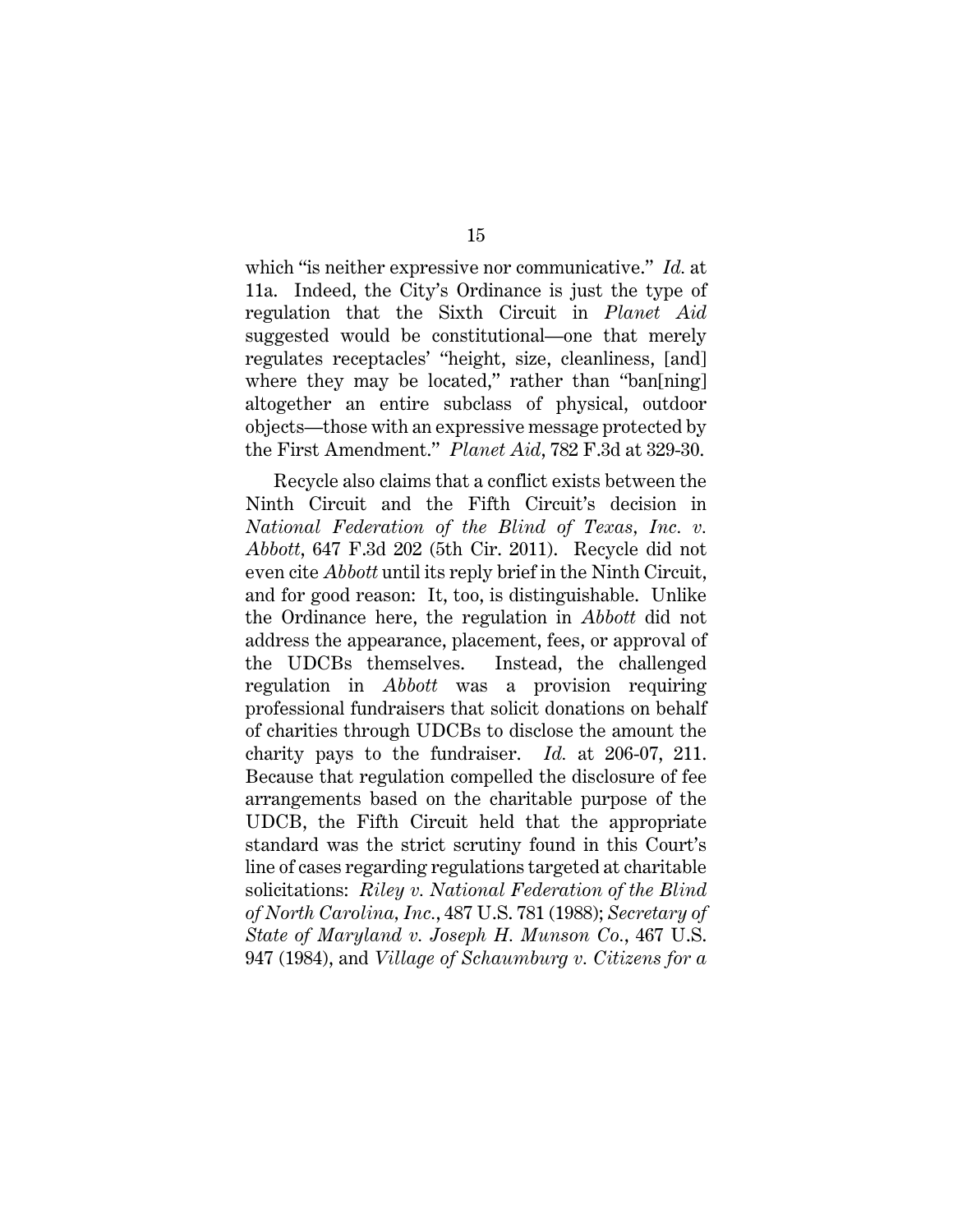which "is neither expressive nor communicative." *Id.* at 11a. Indeed, the City's Ordinance is just the type of regulation that the Sixth Circuit in *Planet Aid* suggested would be constitutional—one that merely regulates receptacles' "height, size, cleanliness, [and] where they may be located," rather than "ban[ning] altogether an entire subclass of physical, outdoor objects—those with an expressive message protected by the First Amendment." *Planet Aid*, 782 F.3d at 329-30.

Recycle also claims that a conflict exists between the Ninth Circuit and the Fifth Circuit's decision in *National Federation of the Blind of Texas, Inc. v. Abbott*, 647 F.3d 202 (5th Cir. 2011). Recycle did not even cite *Abbott* until its reply brief in the Ninth Circuit, and for good reason: It, too, is distinguishable. Unlike the Ordinance here, the regulation in *Abbott* did not address the appearance, placement, fees, or approval of the UDCBs themselves. Instead, the challenged regulation in *Abbott* was a provision requiring professional fundraisers that solicit donations on behalf of charities through UDCBs to disclose the amount the charity pays to the fundraiser. *Id.* at 206-07, 211. Because that regulation compelled the disclosure of fee arrangements based on the charitable purpose of the UDCB, the Fifth Circuit held that the appropriate standard was the strict scrutiny found in this Court's line of cases regarding regulations targeted at charitable solicitations: *Riley v. National Federation of the Blind of North Carolina, Inc.*, 487 U.S. 781 (1988); *Secretary of State of Maryland v. Joseph H. Munson Co.*, 467 U.S. 947 (1984), and *Village of Schaumburg v. Citizens for a*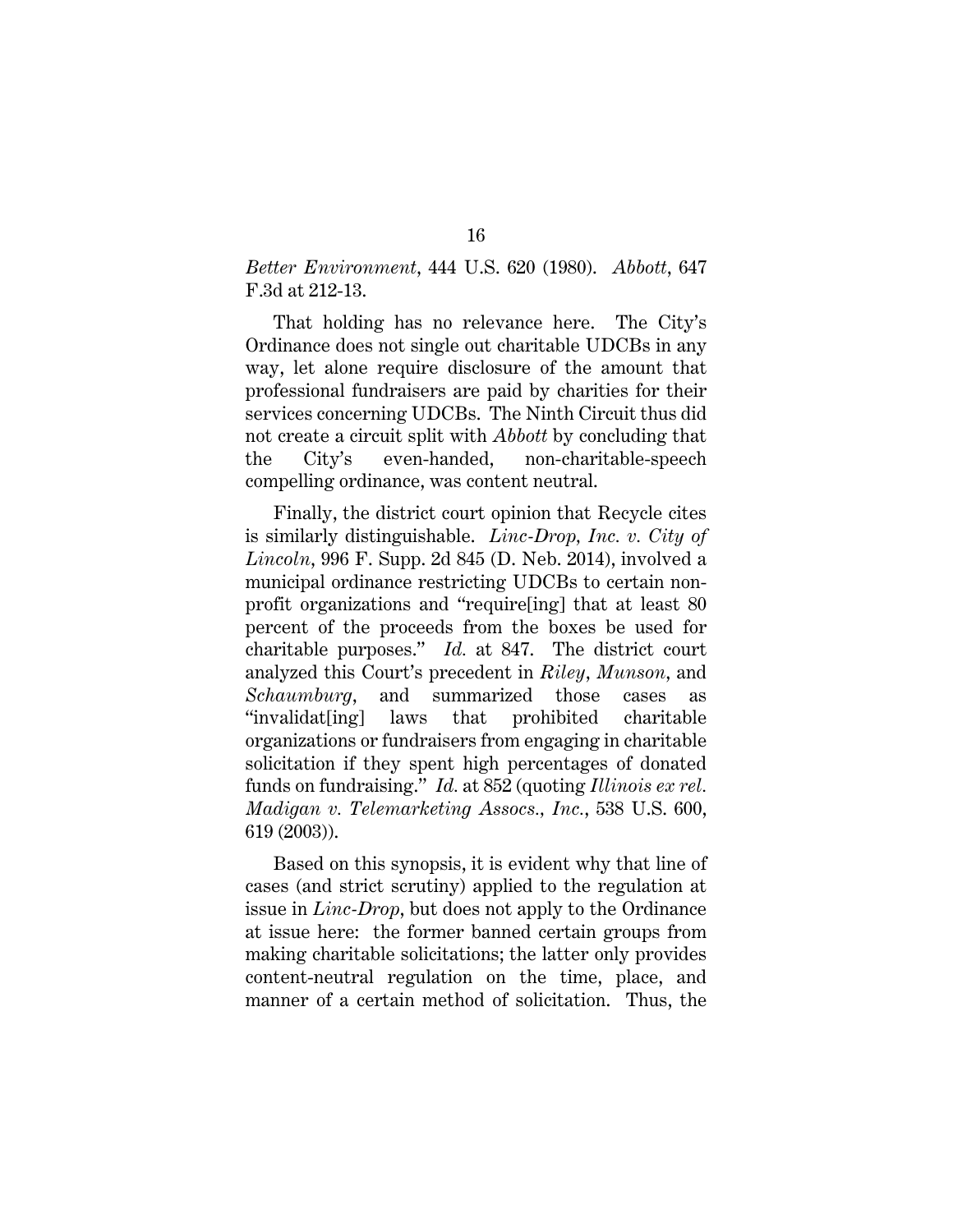*Better Environment*, 444 U.S. 620 (1980). *Abbott*, 647 F.3d at 212-13.

That holding has no relevance here. The City's Ordinance does not single out charitable UDCBs in any way, let alone require disclosure of the amount that professional fundraisers are paid by charities for their services concerning UDCBs. The Ninth Circuit thus did not create a circuit split with *Abbott* by concluding that the City's even-handed, non-charitable-speech compelling ordinance, was content neutral.

Finally, the district court opinion that Recycle cites is similarly distinguishable. *Linc-Drop, Inc. v. City of Lincoln*, 996 F. Supp. 2d 845 (D. Neb. 2014), involved a municipal ordinance restricting UDCBs to certain non-profit organizations and "require[ing] that at least 80 percent of the proceeds from the boxes be used for charitable purposes." *Id.* at 847. The district court analyzed this Court's precedent in *Riley*, *Munson*, and *Schaumburg*, and summarized those cases as "invalidat[ing] laws that prohibited charitable organizations or fundraisers from engaging in charitable solicitation if they spent high percentages of donated funds on fundraising." *Id.* at 852 (quoting *Illinois ex rel. Madigan v. Telemarketing Assocs., Inc.*, 538 U.S. 600, 619 (2003)).

Based on this synopsis, it is evident why that line of cases (and strict scrutiny) applied to the regulation at issue in *Linc-Drop*, but does not apply to the Ordinance at issue here: the former banned certain groups from making charitable solicitations; the latter only provides content-neutral regulation on the time, place, and manner of a certain method of solicitation. Thus, the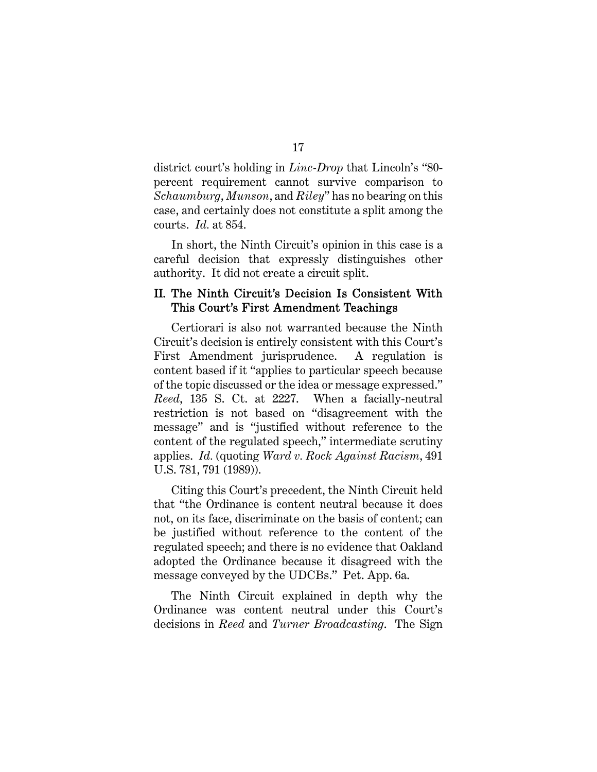district court's holding in *Linc-Drop* that Lincoln's "80-percent requirement cannot survive comparison to *Schaumburg*, *Munson*, and *Riley*" has no bearing on this case, and certainly does not constitute a split among the courts. *Id.* at 854.

In short, the Ninth Circuit's opinion in this case is a careful decision that expressly distinguishes other authority. It did not create a circuit split.

## II. The Ninth Circuit's Decision Is Consistent With This Court's First Amendment Teachings

Certiorari is also not warranted because the Ninth Circuit's decision is entirely consistent with this Court's First Amendment jurisprudence. A regulation is content based if it "applies to particular speech because of the topic discussed or the idea or message expressed." *Reed*, 135 S. Ct. at 2227. When a facially-neutral restriction is not based on "disagreement with the message" and is "justified without reference to the content of the regulated speech," intermediate scrutiny applies. *Id.* (quoting *Ward v. Rock Against Racism*, 491 U.S. 781, 791 (1989)).

Citing this Court's precedent, the Ninth Circuit held that "the Ordinance is content neutral because it does not, on its face, discriminate on the basis of content; can be justified without reference to the content of the regulated speech; and there is no evidence that Oakland adopted the Ordinance because it disagreed with the message conveyed by the UDCBs." Pet. App. 6a.

The Ninth Circuit explained in depth why the Ordinance was content neutral under this Court's decisions in *Reed* and *Turner Broadcasting*. The Sign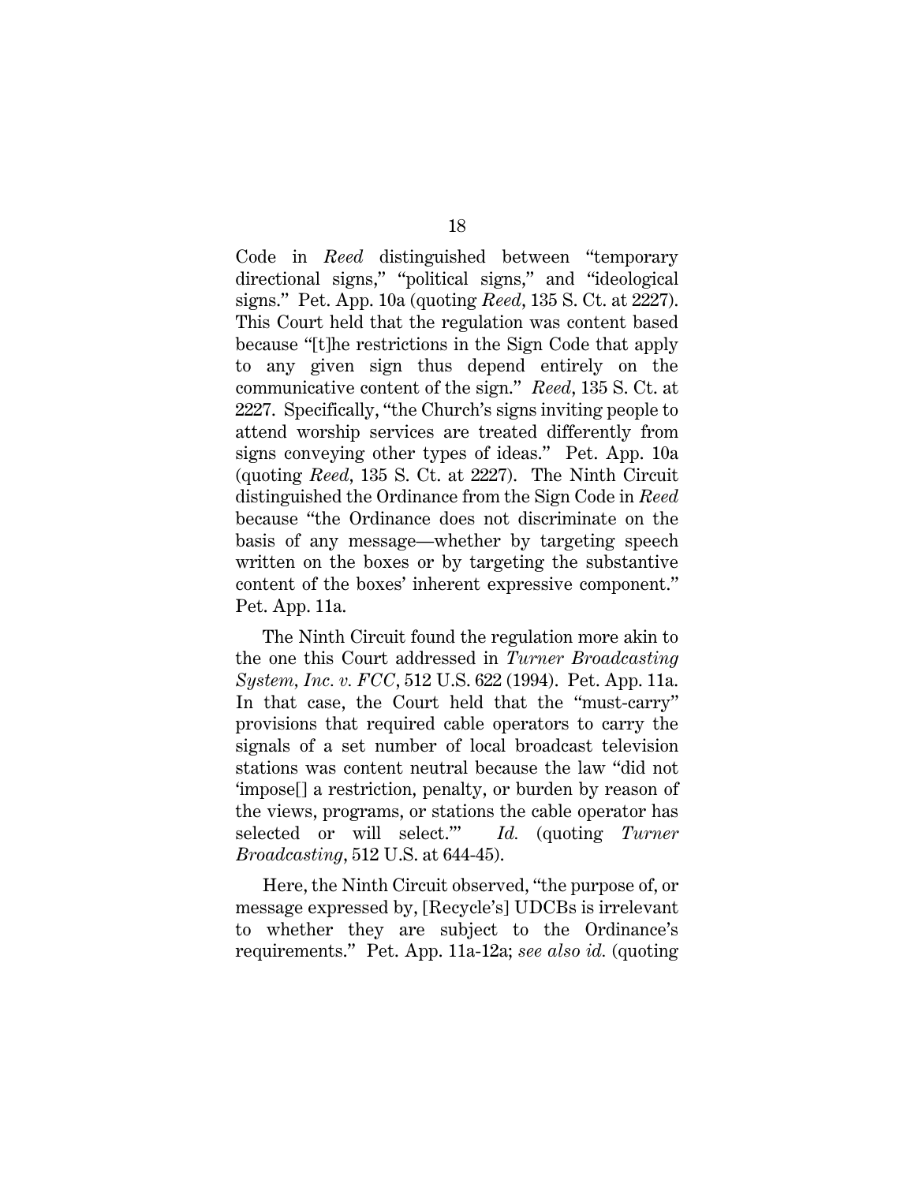Code in *Reed* distinguished between "temporary directional signs," "political signs," and "ideological signs." Pet. App. 10a (quoting *Reed*, 135 S. Ct. at 2227). This Court held that the regulation was content based because "[t]he restrictions in the Sign Code that apply to any given sign thus depend entirely on the communicative content of the sign." *Reed*, 135 S. Ct. at 2227. Specifically, "the Church's signs inviting people to attend worship services are treated differently from signs conveying other types of ideas." Pet. App. 10a (quoting *Reed*, 135 S. Ct. at 2227). The Ninth Circuit distinguished the Ordinance from the Sign Code in *Reed* because "the Ordinance does not discriminate on the basis of any message—whether by targeting speech written on the boxes or by targeting the substantive content of the boxes' inherent expressive component." Pet. App. 11a.

The Ninth Circuit found the regulation more akin to the one this Court addressed in *Turner Broadcasting System, Inc. v. FCC*, 512 U.S. 622 (1994). Pet. App. 11a. In that case, the Court held that the "must-carry" provisions that required cable operators to carry the signals of a set number of local broadcast television stations was content neutral because the law "did not 'impose[] a restriction, penalty, or burden by reason of the views, programs, or stations the cable operator has selected or will select.'" *Id.* (quoting *Turner Broadcasting*, 512 U.S. at 644-45).

Here, the Ninth Circuit observed, "the purpose of, or message expressed by, [Recycle's] UDCBs is irrelevant to whether they are subject to the Ordinance's requirements." Pet. App. 11a-12a; *see also id.* (quoting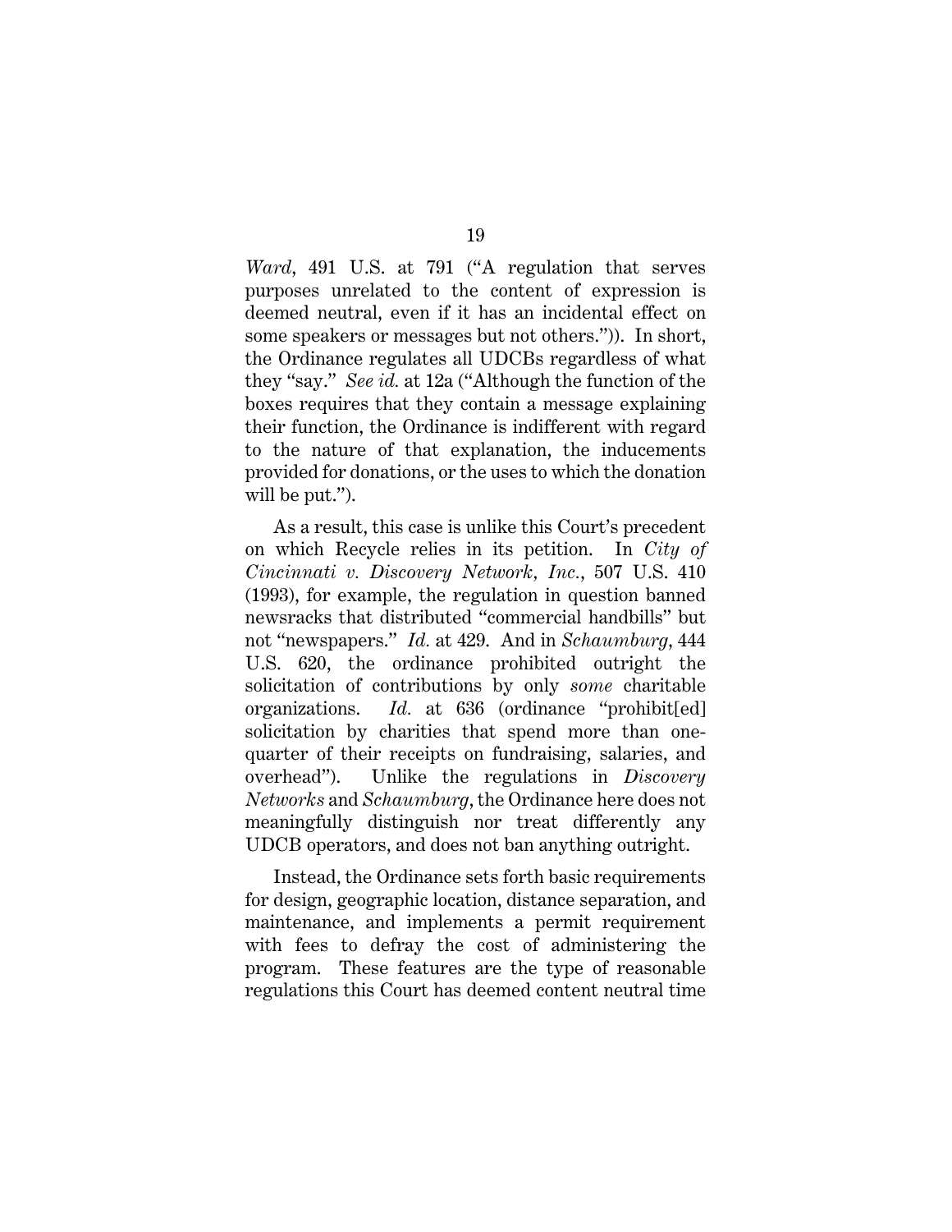*Ward*, 491 U.S. at 791 ("A regulation that serves purposes unrelated to the content of expression is deemed neutral, even if it has an incidental effect on some speakers or messages but not others.")). In short, the Ordinance regulates all UDCBs regardless of what they "say." *See id.* at 12a ("Although the function of the boxes requires that they contain a message explaining their function, the Ordinance is indifferent with regard to the nature of that explanation, the inducements provided for donations, or the uses to which the donation will be put.").

As a result, this case is unlike this Court's precedent on which Recycle relies in its petition. In *City of Cincinnati v. Discovery Network, Inc.*, 507 U.S. 410 (1993), for example, the regulation in question banned newsracks that distributed "commercial handbills" but not "newspapers." *Id.* at 429. And in *Schaumburg*, 444 U.S. 620, the ordinance prohibited outright the solicitation of contributions by only *some* charitable organizations. *Id.* at 636 (ordinance "prohibit[ed] solicitation by charities that spend more than one-quarter of their receipts on fundraising, salaries, and overhead"). Unlike the regulations in *Discovery Networks* and *Schaumburg*, the Ordinance here does not meaningfully distinguish nor treat differently any UDCB operators, and does not ban anything outright.

Instead, the Ordinance sets forth basic requirements for design, geographic location, distance separation, and maintenance, and implements a permit requirement with fees to defray the cost of administering the program. These features are the type of reasonable regulations this Court has deemed content neutral time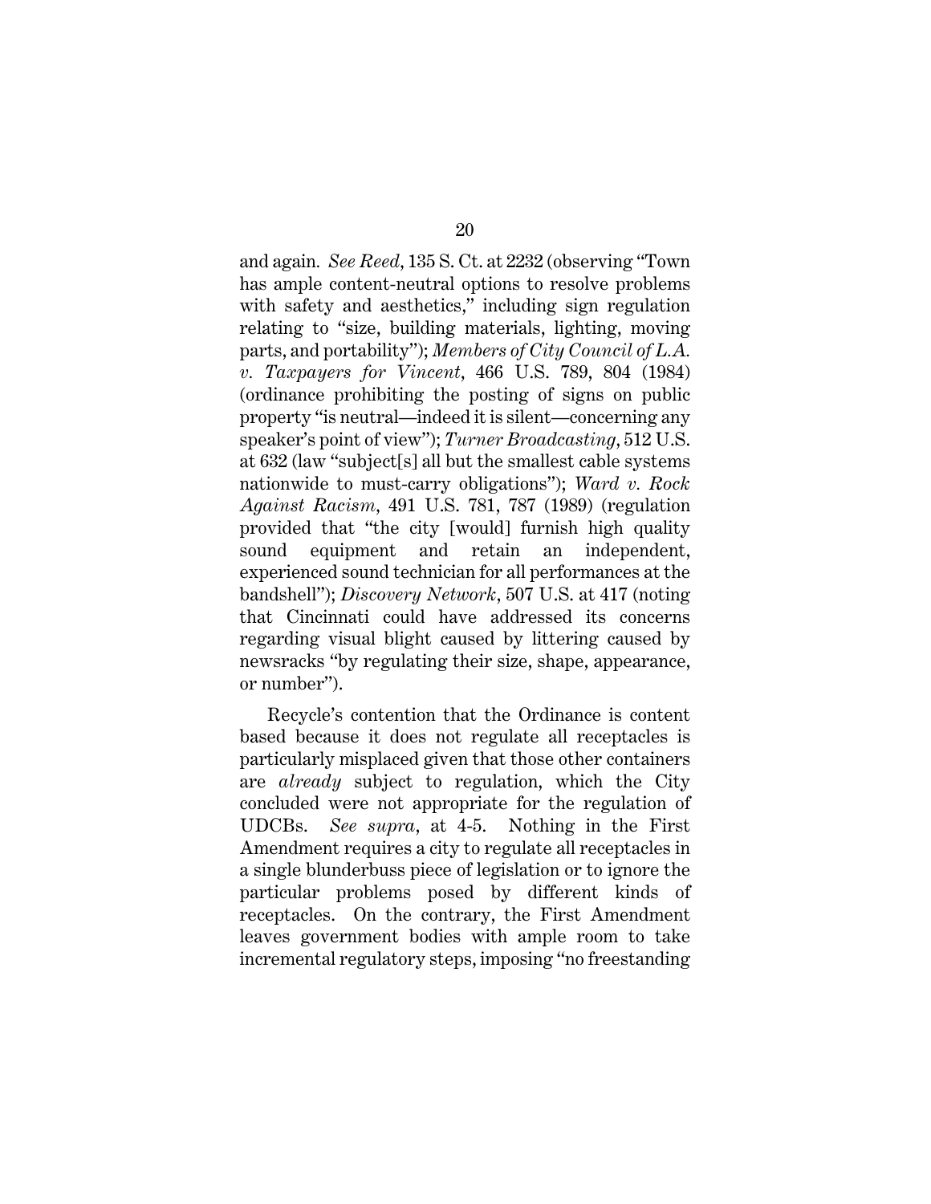and again. *See Reed*, 135 S. Ct. at 2232 (observing "Town has ample content-neutral options to resolve problems with safety and aesthetics," including sign regulation relating to "size, building materials, lighting, moving parts, and portability"); *Members of City Council of L.A. v. Taxpayers for Vincent*, 466 U.S. 789, 804 (1984) (ordinance prohibiting the posting of signs on public property "is neutral—indeed it is silent—concerning any speaker's point of view"); *Turner Broadcasting*, 512 U.S. at 632 (law "subject[s] all but the smallest cable systems nationwide to must-carry obligations"); *Ward v. Rock Against Racism*, 491 U.S. 781, 787 (1989) (regulation provided that "the city [would] furnish high quality sound equipment and retain an independent, experienced sound technician for all performances at the bandshell"); *Discovery Network*, 507 U.S. at 417 (noting that Cincinnati could have addressed its concerns regarding visual blight caused by littering caused by newsracks "by regulating their size, shape, appearance, or number").

Recycle's contention that the Ordinance is content based because it does not regulate all receptacles is particularly misplaced given that those other containers are *already* subject to regulation, which the City concluded were not appropriate for the regulation of UDCBs. *See supra*, at 4-5. Nothing in the First Amendment requires a city to regulate all receptacles in a single blunderbuss piece of legislation or to ignore the particular problems posed by different kinds of receptacles. On the contrary, the First Amendment leaves government bodies with ample room to take incremental regulatory steps, imposing "no freestanding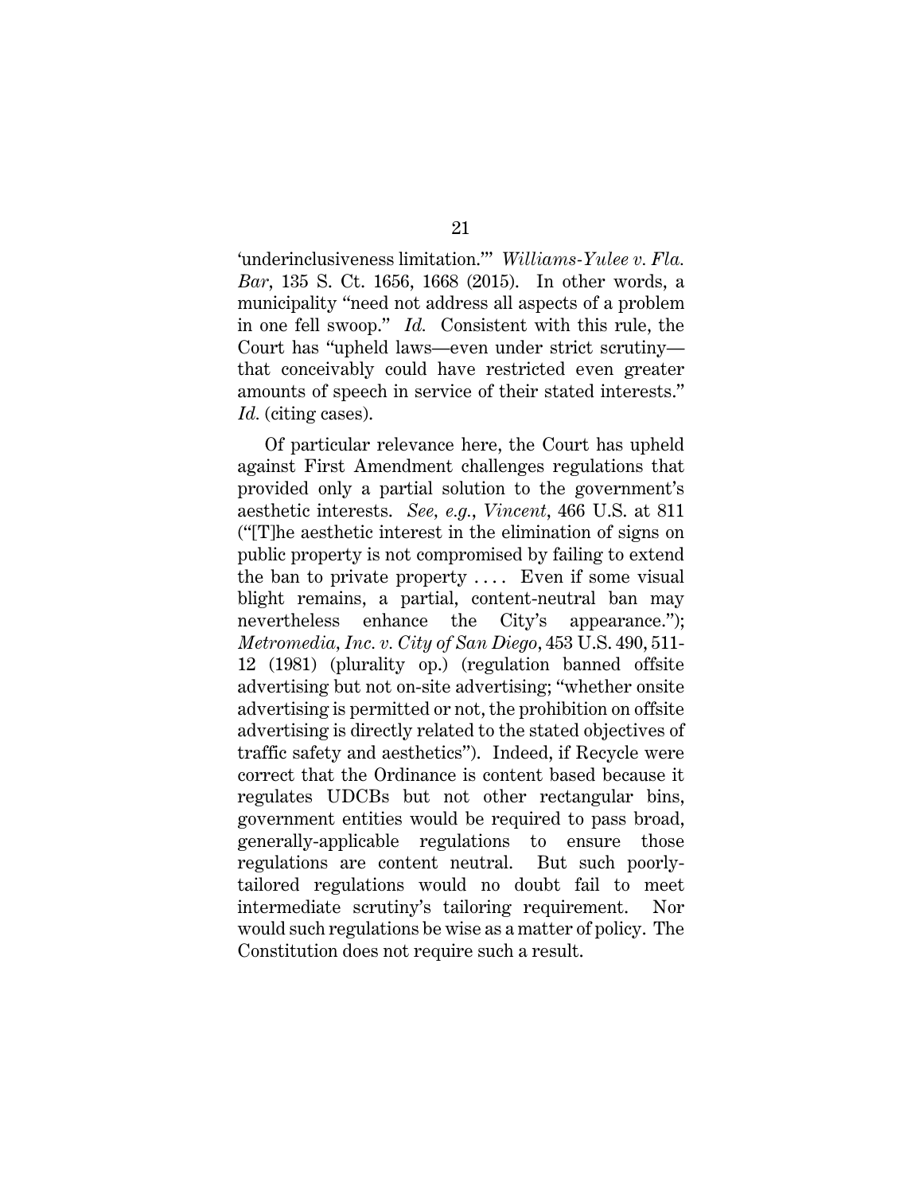'underinclusiveness limitation.'" *Williams-Yulee v. Fla. Bar*, 135 S. Ct. 1656, 1668 (2015). In other words, a municipality "need not address all aspects of a problem in one fell swoop." *Id.* Consistent with this rule, the Court has "upheld laws—even under strict scrutiny—that conceivably could have restricted even greater amounts of speech in service of their stated interests." *Id.* (citing cases).

Of particular relevance here, the Court has upheld against First Amendment challenges regulations that provided only a partial solution to the government's aesthetic interests. *See, e.g.*, *Vincent*, 466 U.S. at 811 ("[T]he aesthetic interest in the elimination of signs on public property is not compromised by failing to extend the ban to private property . . . . Even if some visual blight remains, a partial, content-neutral ban may nevertheless enhance the City's appearance."); *Metromedia, Inc. v. City of San Diego*, 453 U.S. 490, 511-12 (1981) (plurality op.) (regulation banned offsite advertising but not on-site advertising; "whether onsite advertising is permitted or not, the prohibition on offsite advertising is directly related to the stated objectives of traffic safety and aesthetics"). Indeed, if Recycle were correct that the Ordinance is content based because it regulates UDCBs but not other rectangular bins, government entities would be required to pass broad, generally-applicable regulations to ensure those regulations are content neutral. But such poorly-tailored regulations would no doubt fail to meet intermediate scrutiny's tailoring requirement. Nor would such regulations be wise as a matter of policy. The Constitution does not require such a result.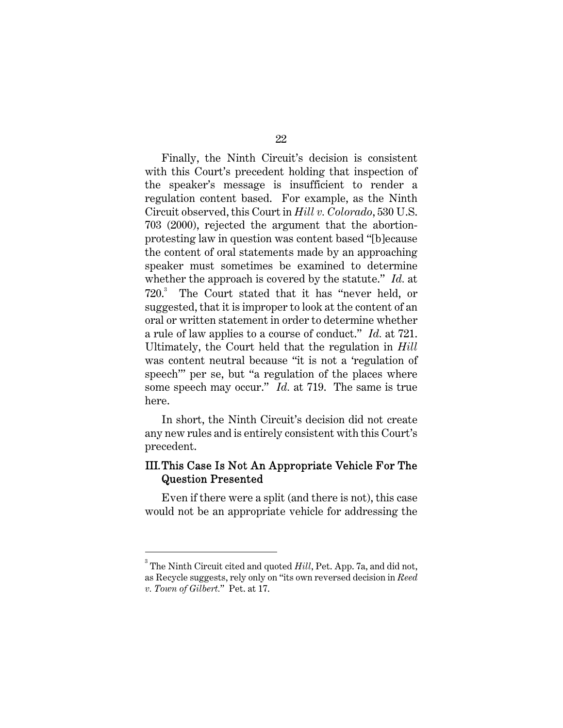Finally, the Ninth Circuit's decision is consistent with this Court's precedent holding that inspection of the speaker's message is insufficient to render a regulation content based. For example, as the Ninth Circuit observed, this Court in *Hill v. Colorado*, 530 U.S. 703 (2000), rejected the argument that the abortion-protesting law in question was content based "[b]ecause the content of oral statements made by an approaching speaker must sometimes be examined to determine whether the approach is covered by the statute." *Id.* at 720.[3] The Court stated that it has "never held, or suggested, that it is improper to look at the content of an oral or written statement in order to determine whether a rule of law applies to a course of conduct." *Id.* at 721. Ultimately, the Court held that the regulation in *Hill* was content neutral because "it is not a 'regulation of speech'" per se, but "a regulation of the places where some speech may occur." *Id.* at 719. The same is true here.

In short, the Ninth Circuit's decision did not create any new rules and is entirely consistent with this Court's precedent.

## III. This Case Is Not An Appropriate Vehicle For The Question Presented

Even if there were a split (and there is not), this case would not be an appropriate vehicle for addressing the

---

[3] The Ninth Circuit cited and quoted *Hill*, Pet. App. 7a, and did not, as Recycle suggests, rely only on "its own reversed decision in *Reed v. Town of Gilbert*." Pet. at 17.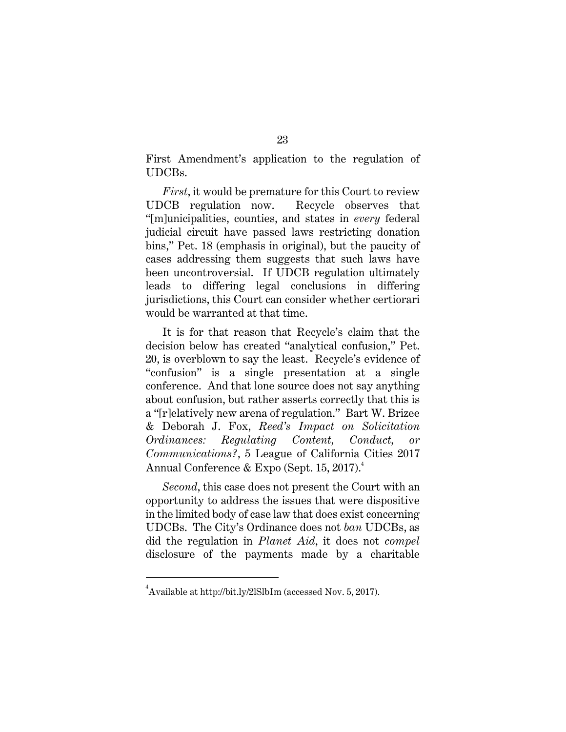First Amendment's application to the regulation of UDCBs.

*First*, it would be premature for this Court to review UDCB regulation now. Recycle observes that "[m]unicipalities, counties, and states in *every* federal judicial circuit have passed laws restricting donation bins," Pet. 18 (emphasis in original), but the paucity of cases addressing them suggests that such laws have been uncontroversial. If UDCB regulation ultimately leads to differing legal conclusions in differing jurisdictions, this Court can consider whether certiorari would be warranted at that time.

It is for that reason that Recycle's claim that the decision below has created "analytical confusion," Pet. 20, is overblown to say the least. Recycle's evidence of "confusion" is a single presentation at a single conference. And that lone source does not say anything about confusion, but rather asserts correctly that this is a "[r]elatively new arena of regulation." Bart W. Brizee & Deborah J. Fox, *Reed's Impact on Solicitation Ordinances: Regulating Content, Conduct, or Communications?*, 5 League of California Cities 2017 Annual Conference & Expo (Sept. 15, 2017).[4]

*Second*, this case does not present the Court with an opportunity to address the issues that were dispositive in the limited body of case law that does exist concerning UDCBs. The City's Ordinance does not *ban* UDCBs, as did the regulation in *Planet Aid*, it does not *compel* disclosure of the payments made by a charitable

---

[4] Available at http://bit.ly/2lSlbIm (accessed Nov. 5, 2017).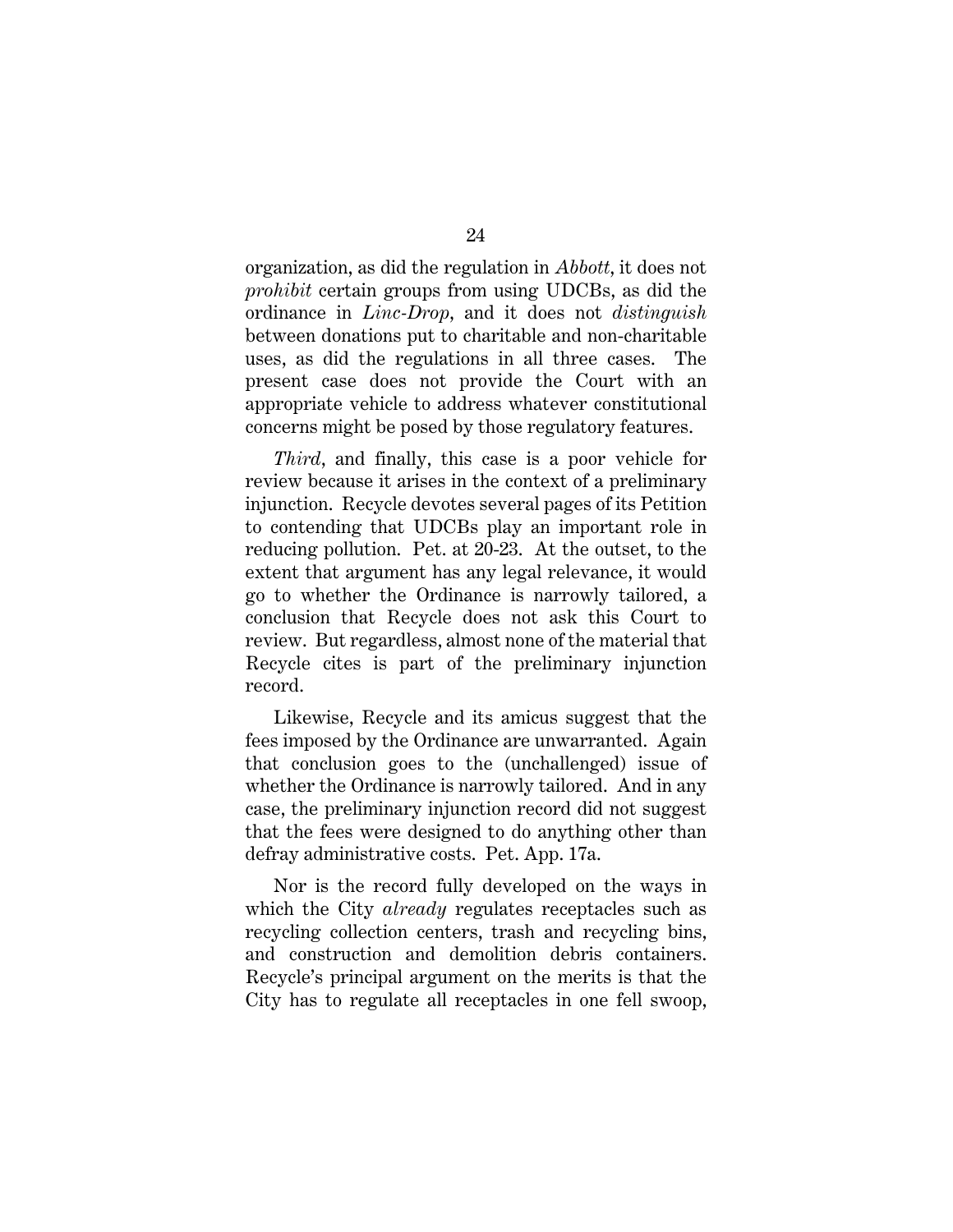organization, as did the regulation in *Abbott*, it does not *prohibit* certain groups from using UDCBs, as did the ordinance in *Linc-Drop*, and it does not *distinguish* between donations put to charitable and non-charitable uses, as did the regulations in all three cases. The present case does not provide the Court with an appropriate vehicle to address whatever constitutional concerns might be posed by those regulatory features.

*Third*, and finally, this case is a poor vehicle for review because it arises in the context of a preliminary injunction. Recycle devotes several pages of its Petition to contending that UDCBs play an important role in reducing pollution. Pet. at 20-23. At the outset, to the extent that argument has any legal relevance, it would go to whether the Ordinance is narrowly tailored, a conclusion that Recycle does not ask this Court to review. But regardless, almost none of the material that Recycle cites is part of the preliminary injunction record.

Likewise, Recycle and its amicus suggest that the fees imposed by the Ordinance are unwarranted. Again that conclusion goes to the (unchallenged) issue of whether the Ordinance is narrowly tailored. And in any case, the preliminary injunction record did not suggest that the fees were designed to do anything other than defray administrative costs. Pet. App. 17a.

Nor is the record fully developed on the ways in which the City *already* regulates receptacles such as recycling collection centers, trash and recycling bins, and construction and demolition debris containers. Recycle's principal argument on the merits is that the City has to regulate all receptacles in one fell swoop,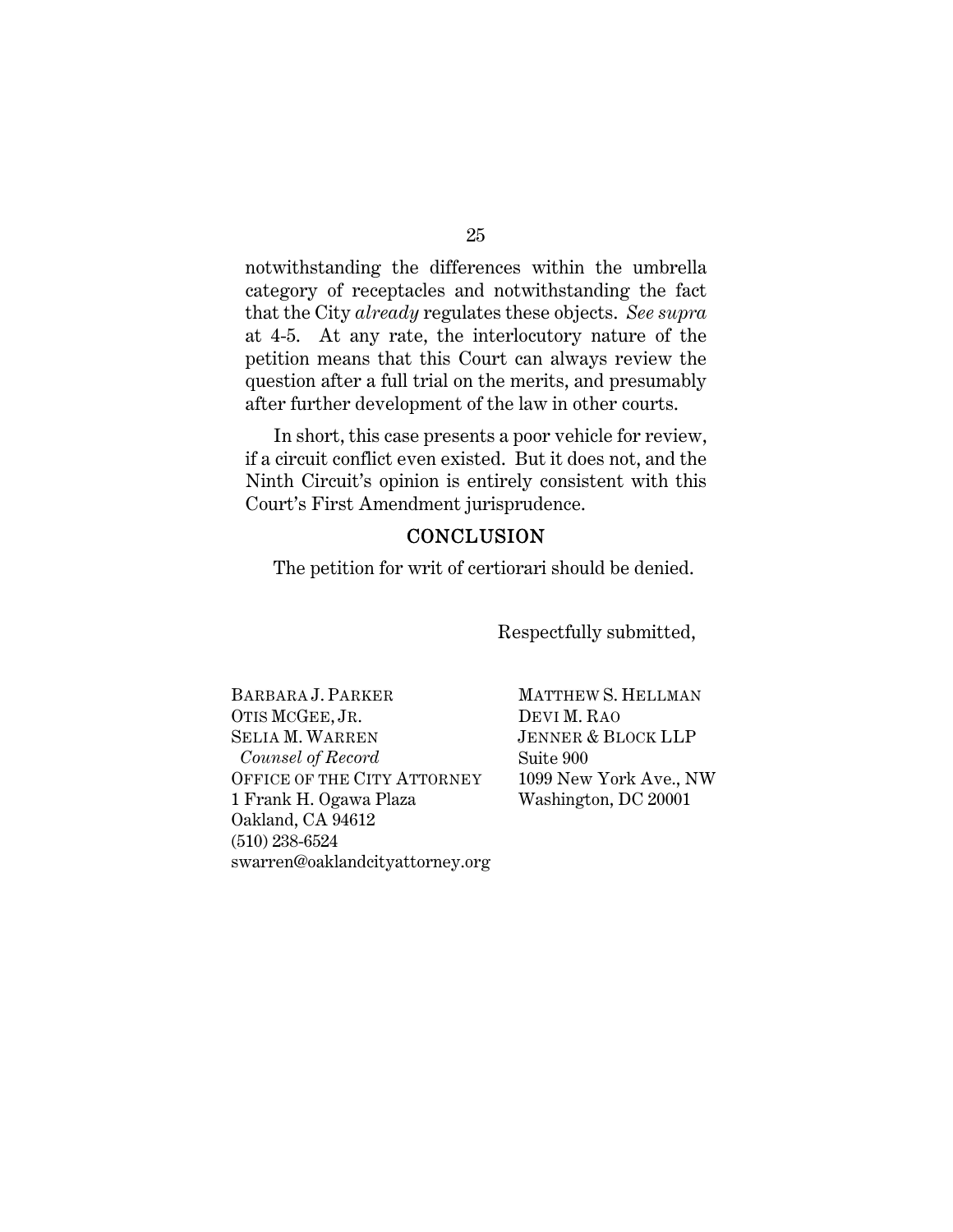notwithstanding the differences within the umbrella category of receptacles and notwithstanding the fact that the City *already* regulates these objects. *See supra* at 4-5. At any rate, the interlocutory nature of the petition means that this Court can always review the question after a full trial on the merits, and presumably after further development of the law in other courts.

In short, this case presents a poor vehicle for review, if a circuit conflict even existed. But it does not, and the Ninth Circuit's opinion is entirely consistent with this Court's First Amendment jurisprudence.

## CONCLUSION

The petition for writ of certiorari should be denied.

Respectfully submitted,

BARBARA J. PARKER
OTIS MCGEE, JR.
SELIA M. WARREN
*Counsel of Record*
OFFICE OF THE CITY ATTORNEY
1 Frank H. Ogawa Plaza
Oakland, CA 94612
(510) 238-6524
swarren@oaklandcityattorney.org

MATTHEW S. HELLMAN
DEVI M. RAO
JENNER & BLOCK LLP
Suite 900
1099 New York Ave., NW
Washington, DC 20001